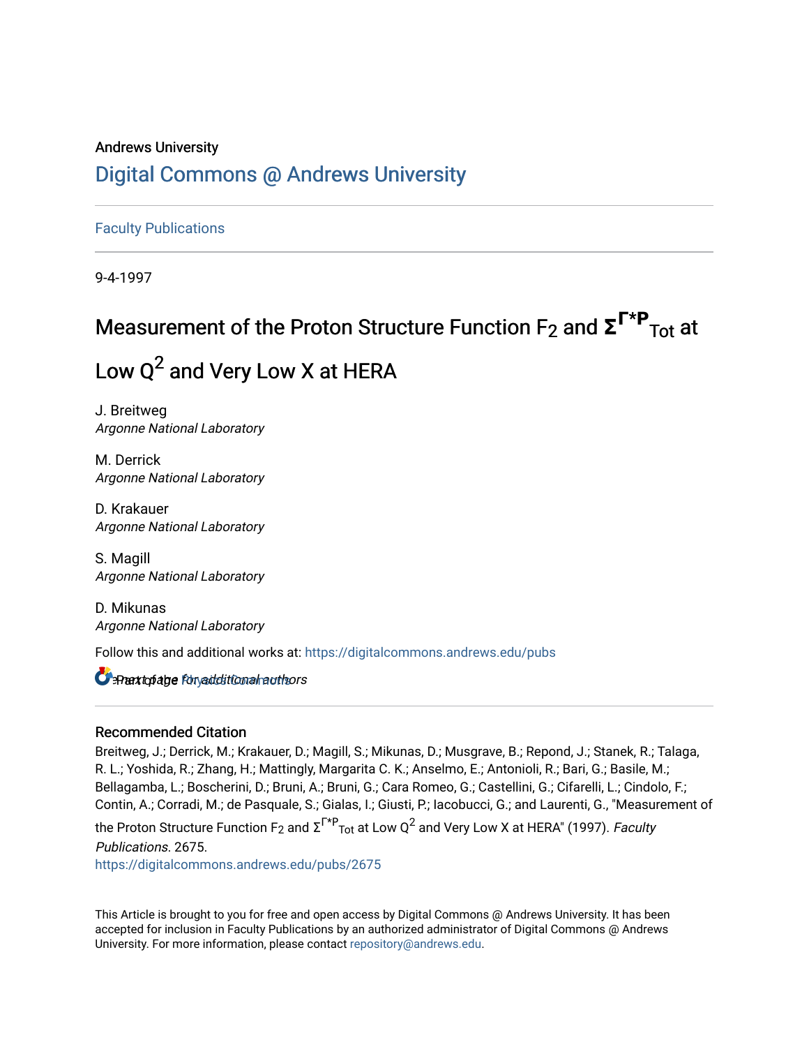Andrews University

# Digital Commons @ Andrews University

Faculty Publications

9-4-1997

# Measurement of the Proton Structure Function $F_2$ and $\Sigma^{\Gamma^*P}_{Tot}$ at Low $Q^2$ and Very Low X at HERA

J. Breitweg
*Argonne National Laboratory*

M. Derrick
*Argonne National Laboratory*

D. Krakauer
*Argonne National Laboratory*

S. Magill
*Argonne National Laboratory*

D. Mikunas
*Argonne National Laboratory*

Follow this and additional works at: https://digitalcommons.andrews.edu/pubs

Part of the Physics Commons

*See next page for additional authors*

## Recommended Citation

Breitweg, J.; Derrick, M.; Krakauer, D.; Magill, S.; Mikunas, D.; Musgrave, B.; Repond, J.; Stanek, R.; Talaga, R. L.; Yoshida, R.; Zhang, H.; Mattingly, Margarita C. K.; Anselmo, E.; Antonioli, R.; Bari, G.; Basile, M.; Bellagamba, L.; Boscherini, D.; Bruni, A.; Bruni, G.; Cara Romeo, G.; Castellini, G.; Cifarelli, L.; Cindolo, F.; Contin, A.; Corradi, M.; de Pasquale, S.; Gialas, I.; Giusti, P.; Iacobucci, G.; and Laurenti, G., "Measurement of the Proton Structure Function $F_2$ and $\Sigma^{\Gamma^*P}_{Tot}$ at Low $Q^2$ and Very Low X at HERA" (1997). *Faculty Publications*. 2675.
https://digitalcommons.andrews.edu/pubs/2675

This Article is brought to you for free and open access by Digital Commons @ Andrews University. It has been accepted for inclusion in Faculty Publications by an authorized administrator of Digital Commons @ Andrews University. For more information, please contact repository@andrews.edu.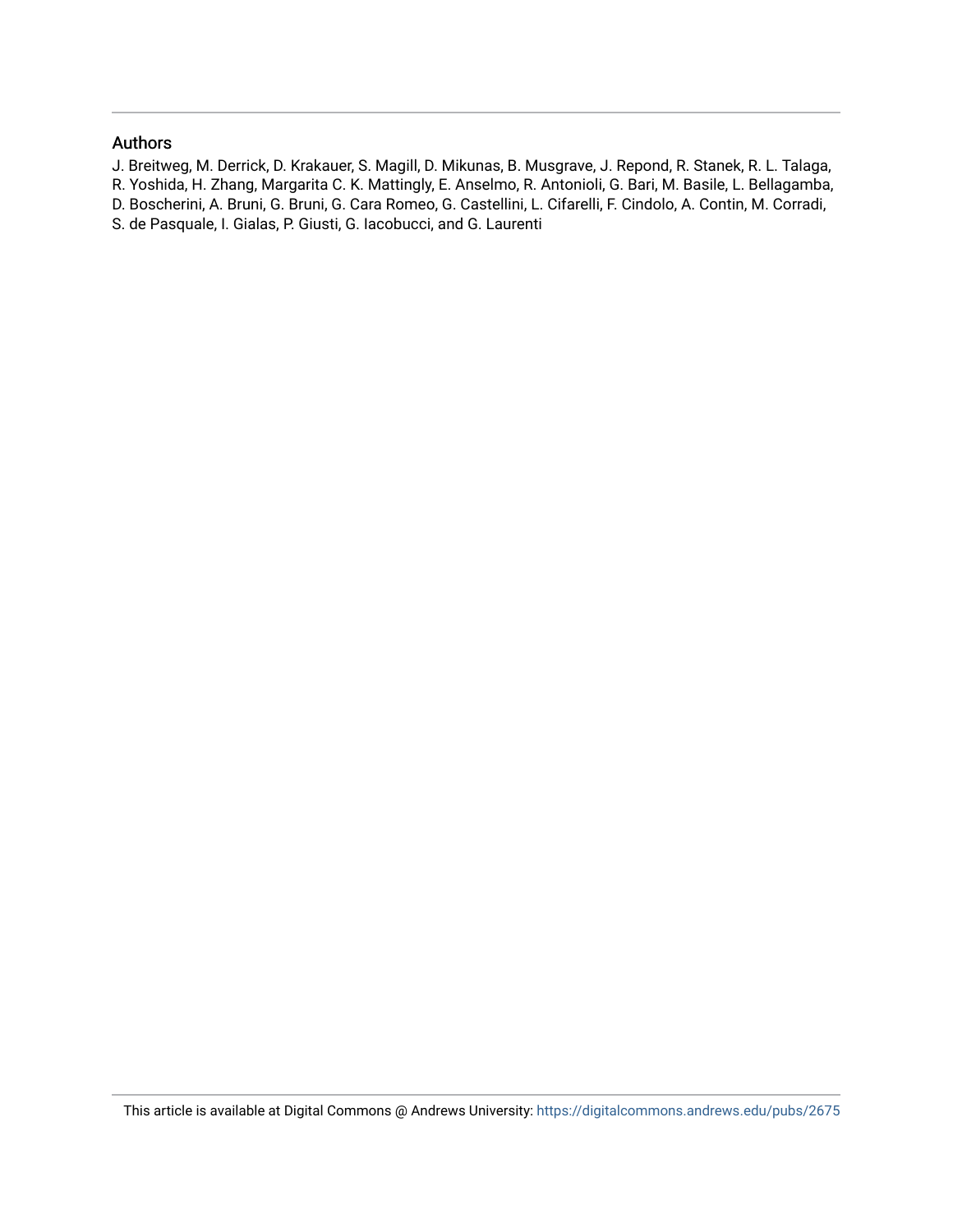## Authors

J. Breitweg, M. Derrick, D. Krakauer, S. Magill, D. Mikunas, B. Musgrave, J. Repond, R. Stanek, R. L. Talaga, R. Yoshida, H. Zhang, Margarita C. K. Mattingly, E. Anselmo, R. Antonioli, G. Bari, M. Basile, L. Bellagamba, D. Boscherini, A. Bruni, G. Bruni, G. Cara Romeo, G. Castellini, L. Cifarelli, F. Cindolo, A. Contin, M. Corradi, S. de Pasquale, I. Gialas, P. Giusti, G. Iacobucci, and G. Laurenti

This article is available at Digital Commons @ Andrews University: https://digitalcommons.andrews.edu/pubs/2675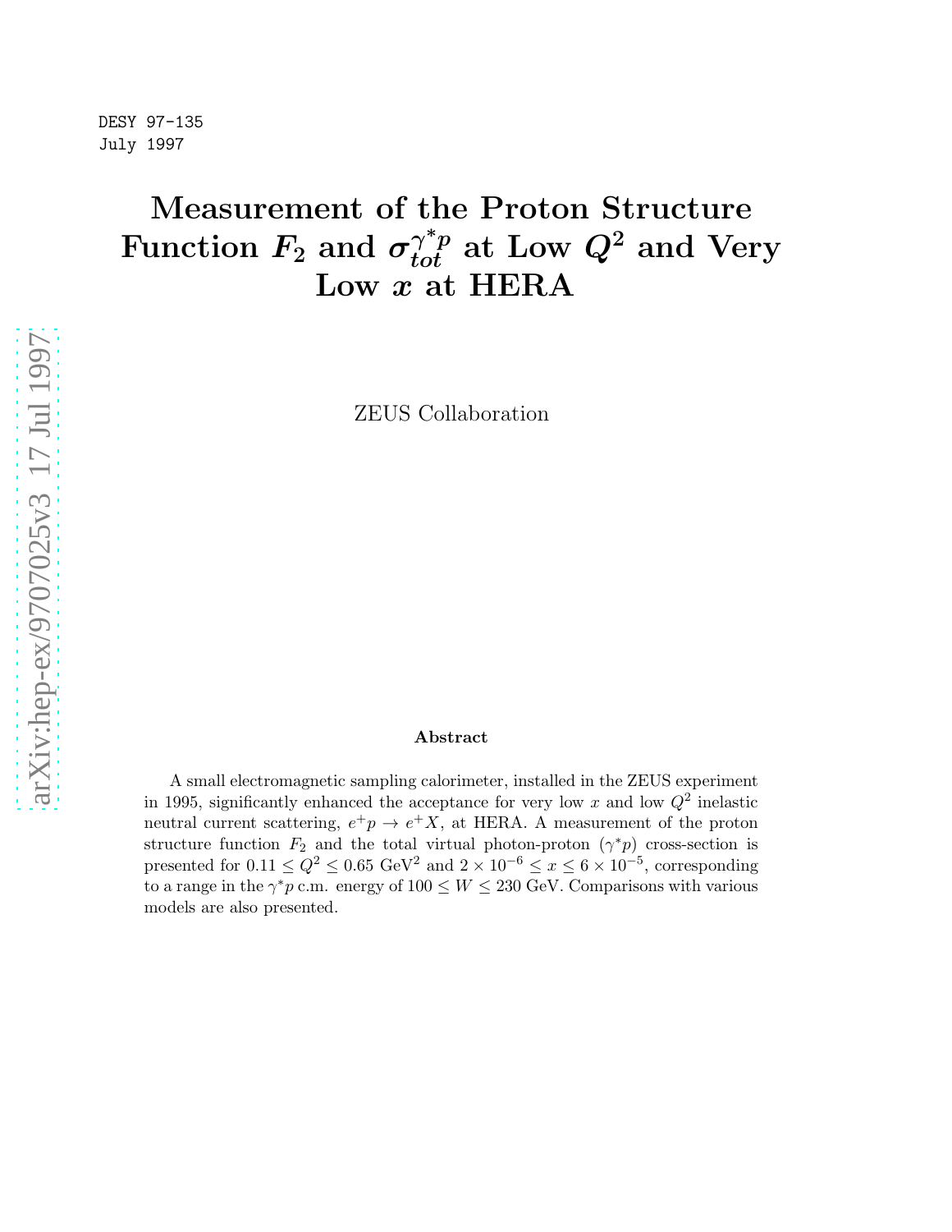DESY 97-135
July 1997

# Measurement of the Proton Structure Function $F_2$ and $\sigma_{tot}^{\gamma^* p}$ at Low $Q^2$ and Very Low $x$ at HERA

ZEUS Collaboration

### Abstract

A small electromagnetic sampling calorimeter, installed in the ZEUS experiment in 1995, significantly enhanced the acceptance for very low $x$ and low $Q^2$ inelastic neutral current scattering, $e^+p \rightarrow e^+X$, at HERA. A measurement of the proton structure function $F_2$ and the total virtual photon-proton ($\gamma^*p$) cross-section is presented for $0.11 \leq Q^2 \leq 0.65$ GeV$^2$ and $2 \times 10^{-6} \leq x \leq 6 \times 10^{-5}$, corresponding to a range in the $\gamma^*p$ c.m. energy of $100 \leq W \leq 230$ GeV. Comparisons with various models are also presented.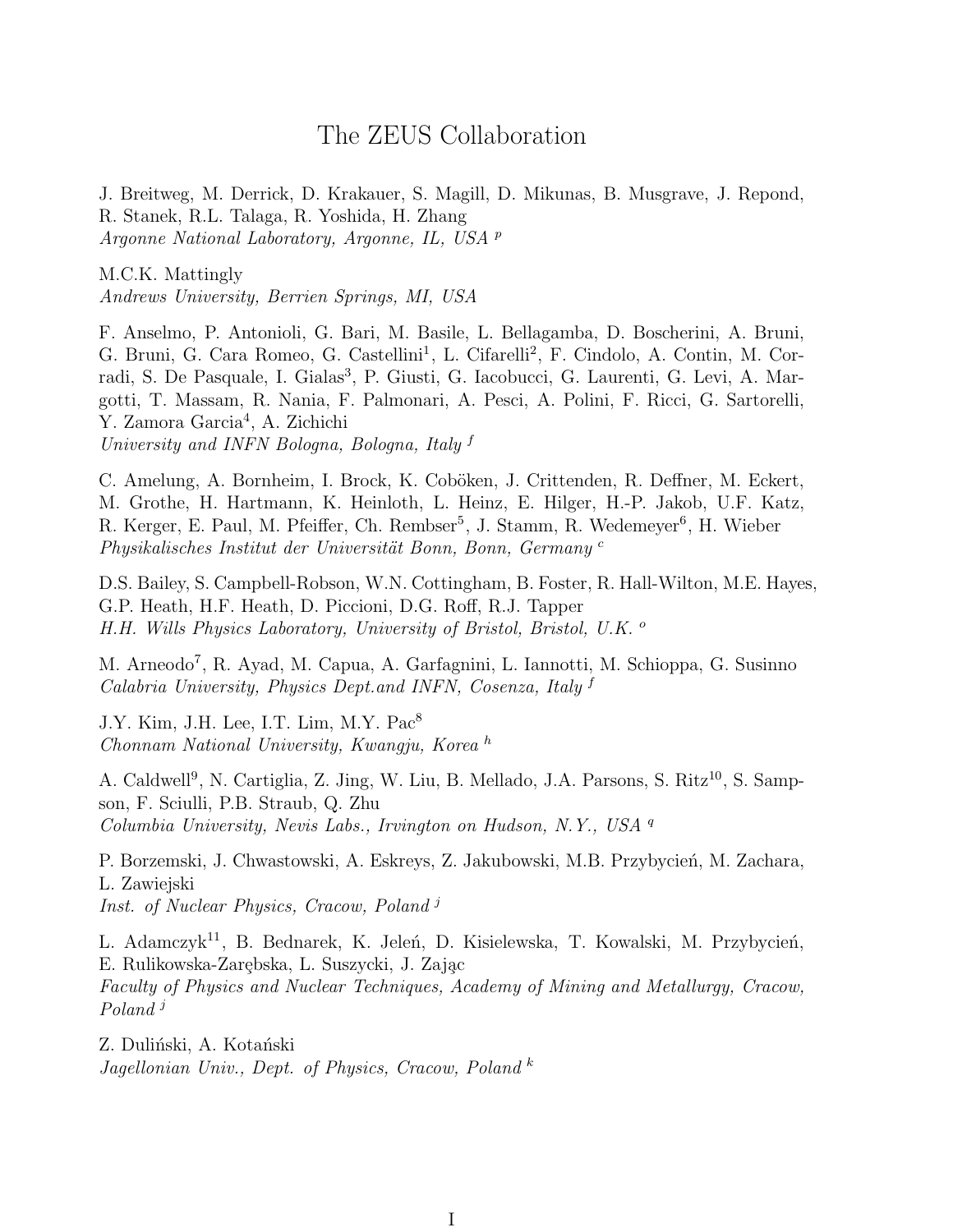# The ZEUS Collaboration

J. Breitweg, M. Derrick, D. Krakauer, S. Magill, D. Mikunas, B. Musgrave, J. Repond, R. Stanek, R.L. Talaga, R. Yoshida, H. Zhang
*Argonne National Laboratory, Argonne, IL, USA* [p]

M.C.K. Mattingly
*Andrews University, Berrien Springs, MI, USA*

F. Anselmo, P. Antonioli, G. Bari, M. Basile, L. Bellagamba, D. Boscherini, A. Bruni, G. Bruni, G. Cara Romeo, G. Castellini[1], L. Cifarelli[2], F. Cindolo, A. Contin, M. Corradi, S. De Pasquale, I. Gialas[3], P. Giusti, G. Iacobucci, G. Laurenti, G. Levi, A. Margotti, T. Massam, R. Nania, F. Palmonari, A. Pesci, A. Polini, F. Ricci, G. Sartorelli, Y. Zamora Garcia[4], A. Zichichi
*University and INFN Bologna, Bologna, Italy* [f]

C. Amelung, A. Bornheim, I. Brock, K. Coböken, J. Crittenden, R. Deffner, M. Eckert, M. Grothe, H. Hartmann, K. Heinloth, L. Heinz, E. Hilger, H.-P. Jakob, U.F. Katz, R. Kerger, E. Paul, M. Pfeiffer, Ch. Rembser[5], J. Stamm, R. Wedemeyer[6], H. Wieber
*Physikalisches Institut der Universität Bonn, Bonn, Germany* [c]

D.S. Bailey, S. Campbell-Robson, W.N. Cottingham, B. Foster, R. Hall-Wilton, M.E. Hayes, G.P. Heath, H.F. Heath, D. Piccioni, D.G. Roff, R.J. Tapper
*H.H. Wills Physics Laboratory, University of Bristol, Bristol, U.K.* [o]

M. Arneodo[7], R. Ayad, M. Capua, A. Garfagnini, L. Iannotti, M. Schioppa, G. Susinno
*Calabria University, Physics Dept.and INFN, Cosenza, Italy* [f]

J.Y. Kim, J.H. Lee, I.T. Lim, M.Y. Pac[8]
*Chonnam National University, Kwangju, Korea* [h]

A. Caldwell[9], N. Cartiglia, Z. Jing, W. Liu, B. Mellado, J.A. Parsons, S. Ritz[10], S. Sampson, F. Sciulli, P.B. Straub, Q. Zhu
*Columbia University, Nevis Labs., Irvington on Hudson, N.Y., USA* [q]

P. Borzemski, J. Chwastowski, A. Eskreys, Z. Jakubowski, M.B. Przybycień, M. Zachara, L. Zawiejski
*Inst. of Nuclear Physics, Cracow, Poland* [j]

L. Adamczyk[11], B. Bednarek, K. Jeleń, D. Kisielewska, T. Kowalski, M. Przybycień, E. Rulikowska-Zarębska, L. Suszycki, J. Zając
*Faculty of Physics and Nuclear Techniques, Academy of Mining and Metallurgy, Cracow, Poland* [j]

Z. Duliński, A. Kotański
*Jagellonian Univ., Dept. of Physics, Cracow, Poland* [k]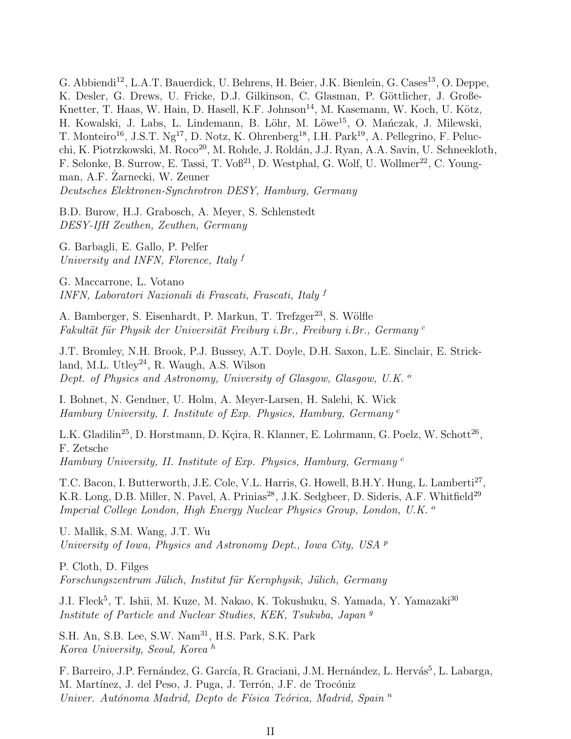G. Abbiendi[12], L.A.T. Bauerdick, U. Behrens, H. Beier, J.K. Bienlein, G. Cases[13], O. Deppe, K. Desler, G. Drews, U. Fricke, D.J. Gilkinson, C. Glasman, P. Göttlicher, J. Große-Knetter, T. Haas, W. Hain, D. Hasell, K.F. Johnson[14], M. Kasemann, W. Koch, U. Kötz, H. Kowalski, J. Labs, L. Lindemann, B. Löhr, M. Löwe[15], O. Mańczak, J. Milewski, T. Monteiro[16], J.S.T. Ng[17], D. Notz, K. Ohrenberg[18], I.H. Park[19], A. Pellegrino, F. Pelucchi, K. Piotrzkowski, M. Roco[20], M. Rohde, J. Roldán, J.J. Ryan, A.A. Savin, U. Schneekloth, F. Selonke, B. Surrow, E. Tassi, T. Voß[21], D. Westphal, G. Wolf, U. Wollmer[22], C. Youngman, A.F. Żarnecki, W. Zeuner  
*Deutsches Elektronen-Synchrotron DESY, Hamburg, Germany*

B.D. Burow, H.J. Grabosch, A. Meyer, S. Schlenstedt  
*DESY-IfH Zeuthen, Zeuthen, Germany*

G. Barbagli, E. Gallo, P. Pelfer  
*University and INFN, Florence, Italy* [f]

G. Maccarrone, L. Votano  
*INFN, Laboratori Nazionali di Frascati, Frascati, Italy* [f]

A. Bamberger, S. Eisenhardt, P. Markun, T. Trefzger[23], S. Wölfle  
*Fakultät für Physik der Universität Freiburg i.Br., Freiburg i.Br., Germany* [c]

J.T. Bromley, N.H. Brook, P.J. Bussey, A.T. Doyle, D.H. Saxon, L.E. Sinclair, E. Strickland, M.L. Utley[24], R. Waugh, A.S. Wilson  
*Dept. of Physics and Astronomy, University of Glasgow, Glasgow, U.K.* [o]

I. Bohnet, N. Gendner, U. Holm, A. Meyer-Larsen, H. Salehi, K. Wick  
*Hamburg University, I. Institute of Exp. Physics, Hamburg, Germany* [c]

L.K. Gladilin[25], D. Horstmann, D. Kçira, R. Klanner, E. Lohrmann, G. Poelz, W. Schott[26], F. Zetsche  
*Hamburg University, II. Institute of Exp. Physics, Hamburg, Germany* [c]

T.C. Bacon, I. Butterworth, J.E. Cole, V.L. Harris, G. Howell, B.H.Y. Hung, L. Lamberti[27], K.R. Long, D.B. Miller, N. Pavel, A. Prinias[28], J.K. Sedgbeer, D. Sideris, A.F. Whitfield[29]  
*Imperial College London, High Energy Nuclear Physics Group, London, U.K.* [o]

U. Mallik, S.M. Wang, J.T. Wu  
*University of Iowa, Physics and Astronomy Dept., Iowa City, USA* [p]

P. Cloth, D. Filges  
*Forschungszentrum Jülich, Institut für Kernphysik, Jülich, Germany*

J.I. Fleck[5], T. Ishii, M. Kuze, M. Nakao, K. Tokushuku, S. Yamada, Y. Yamazaki[30]  
*Institute of Particle and Nuclear Studies, KEK, Tsukuba, Japan* [g]

S.H. An, S.B. Lee, S.W. Nam[31], H.S. Park, S.K. Park  
*Korea University, Seoul, Korea* [h]

F. Barreiro, J.P. Fernández, G. García, R. Graciani, J.M. Hernández, L. Hervás[5], L. Labarga, M. Martínez, J. del Peso, J. Puga, J. Terrón, J.F. de Trocóniz  
*Univer. Autónoma Madrid, Depto de Física Teórica, Madrid, Spain* [n]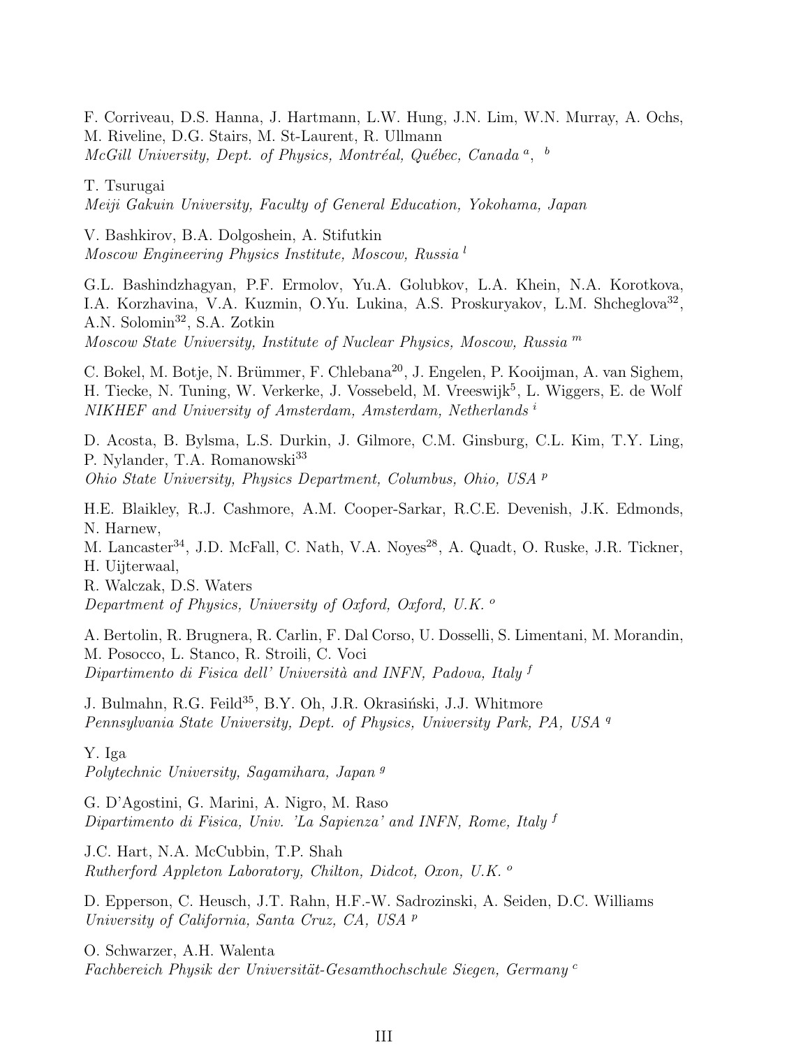F. Corriveau, D.S. Hanna, J. Hartmann, L.W. Hung, J.N. Lim, W.N. Murray, A. Ochs, M. Riveline, D.G. Stairs, M. St-Laurent, R. Ullmann
*McGill University, Dept. of Physics, Montréal, Québec, Canada* [a], [b]

T. Tsurugai
*Meiji Gakuin University, Faculty of General Education, Yokohama, Japan*

V. Bashkirov, B.A. Dolgoshein, A. Stifutkin
*Moscow Engineering Physics Institute, Moscow, Russia* [l]

G.L. Bashindzhagyan, P.F. Ermolov, Yu.A. Golubkov, L.A. Khein, N.A. Korotkova, I.A. Korzhavina, V.A. Kuzmin, O.Yu. Lukina, A.S. Proskuryakov, L.M. Shcheglova[32], A.N. Solomin[32], S.A. Zotkin
*Moscow State University, Institute of Nuclear Physics, Moscow, Russia* [m]

C. Bokel, M. Botje, N. Brümmer, F. Chlebana[20], J. Engelen, P. Kooijman, A. van Sighem, H. Tiecke, N. Tuning, W. Verkerke, J. Vossebeld, M. Vreeswijk[5], L. Wiggers, E. de Wolf
*NIKHEF and University of Amsterdam, Amsterdam, Netherlands* [i]

D. Acosta, B. Bylsma, L.S. Durkin, J. Gilmore, C.M. Ginsburg, C.L. Kim, T.Y. Ling, P. Nylander, T.A. Romanowski[33]
*Ohio State University, Physics Department, Columbus, Ohio, USA* [p]

H.E. Blaikley, R.J. Cashmore, A.M. Cooper-Sarkar, R.C.E. Devenish, J.K. Edmonds, N. Harnew,
M. Lancaster[34], J.D. McFall, C. Nath, V.A. Noyes[28], A. Quadt, O. Ruske, J.R. Tickner, H. Uijterwaal,
R. Walczak, D.S. Waters
*Department of Physics, University of Oxford, Oxford, U.K.* [o]

A. Bertolin, R. Brugnera, R. Carlin, F. Dal Corso, U. Dosselli, S. Limentani, M. Morandin, M. Posocco, L. Stanco, R. Stroili, C. Voci
*Dipartimento di Fisica dell' Università and INFN, Padova, Italy* [f]

J. Bulmahn, R.G. Feild[35], B.Y. Oh, J.R. Okrasiński, J.J. Whitmore
*Pennsylvania State University, Dept. of Physics, University Park, PA, USA* [q]

Y. Iga
*Polytechnic University, Sagamihara, Japan* [g]

G. D'Agostini, G. Marini, A. Nigro, M. Raso
*Dipartimento di Fisica, Univ. 'La Sapienza' and INFN, Rome, Italy* [f]

J.C. Hart, N.A. McCubbin, T.P. Shah
*Rutherford Appleton Laboratory, Chilton, Didcot, Oxon, U.K.* [o]

D. Epperson, C. Heusch, J.T. Rahn, H.F.-W. Sadrozinski, A. Seiden, D.C. Williams
*University of California, Santa Cruz, CA, USA* [p]

O. Schwarzer, A.H. Walenta
*Fachbereich Physik der Universität-Gesamthochschule Siegen, Germany* [c]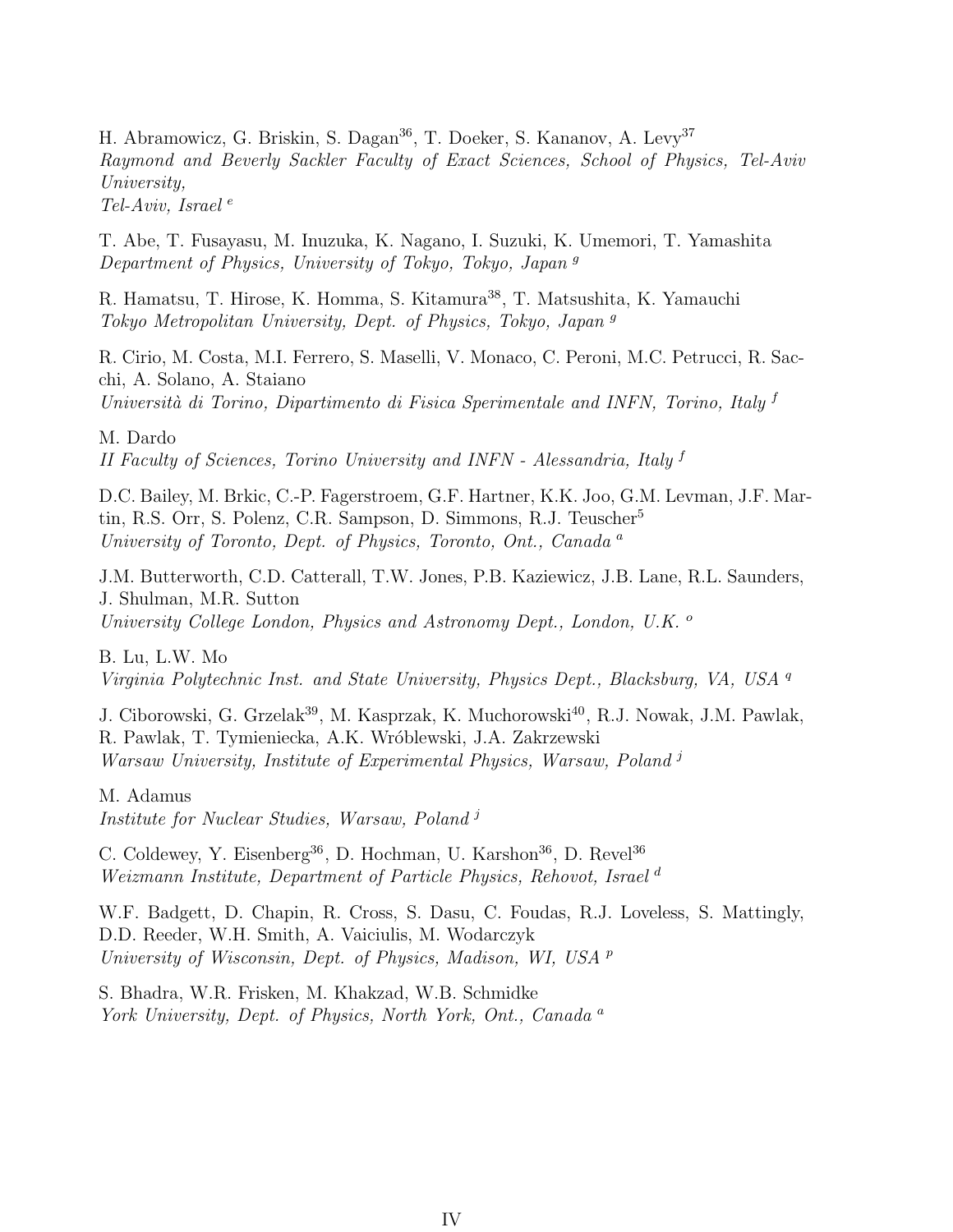H. Abramowicz, G. Briskin, S. Dagan[36], T. Doeker, S. Kananov, A. Levy[37]
*Raymond and Beverly Sackler Faculty of Exact Sciences, School of Physics, Tel-Aviv University,*
*Tel-Aviv, Israel* [e]

T. Abe, T. Fusayasu, M. Inuzuka, K. Nagano, I. Suzuki, K. Umemori, T. Yamashita
*Department of Physics, University of Tokyo, Tokyo, Japan* [g]

R. Hamatsu, T. Hirose, K. Homma, S. Kitamura[38], T. Matsushita, K. Yamauchi
*Tokyo Metropolitan University, Dept. of Physics, Tokyo, Japan* [g]

R. Cirio, M. Costa, M.I. Ferrero, S. Maselli, V. Monaco, C. Peroni, M.C. Petrucci, R. Sacchi, A. Solano, A. Staiano
*Università di Torino, Dipartimento di Fisica Sperimentale and INFN, Torino, Italy* [f]

M. Dardo
*II Faculty of Sciences, Torino University and INFN - Alessandria, Italy* [f]

D.C. Bailey, M. Brkic, C.-P. Fagerstroem, G.F. Hartner, K.K. Joo, G.M. Levman, J.F. Martin, R.S. Orr, S. Polenz, C.R. Sampson, D. Simmons, R.J. Teuscher[5]
*University of Toronto, Dept. of Physics, Toronto, Ont., Canada* [a]

J.M. Butterworth, C.D. Catterall, T.W. Jones, P.B. Kaziewicz, J.B. Lane, R.L. Saunders, J. Shulman, M.R. Sutton
*University College London, Physics and Astronomy Dept., London, U.K.* [o]

B. Lu, L.W. Mo
*Virginia Polytechnic Inst. and State University, Physics Dept., Blacksburg, VA, USA* [q]

J. Ciborowski, G. Grzelak[39], M. Kasprzak, K. Muchorowski[40], R.J. Nowak, J.M. Pawlak, R. Pawlak, T. Tymieniecka, A.K. Wróblewski, J.A. Zakrzewski
*Warsaw University, Institute of Experimental Physics, Warsaw, Poland* [j]

M. Adamus
*Institute for Nuclear Studies, Warsaw, Poland* [j]

C. Coldewey, Y. Eisenberg[36], D. Hochman, U. Karshon[36], D. Revel[36]
*Weizmann Institute, Department of Particle Physics, Rehovot, Israel* [d]

W.F. Badgett, D. Chapin, R. Cross, S. Dasu, C. Foudas, R.J. Loveless, S. Mattingly, D.D. Reeder, W.H. Smith, A. Vaiciulis, M. Wodarczyk
*University of Wisconsin, Dept. of Physics, Madison, WI, USA* [p]

S. Bhadra, W.R. Frisken, M. Khakzad, W.B. Schmidke
*York University, Dept. of Physics, North York, Ont., Canada* [a]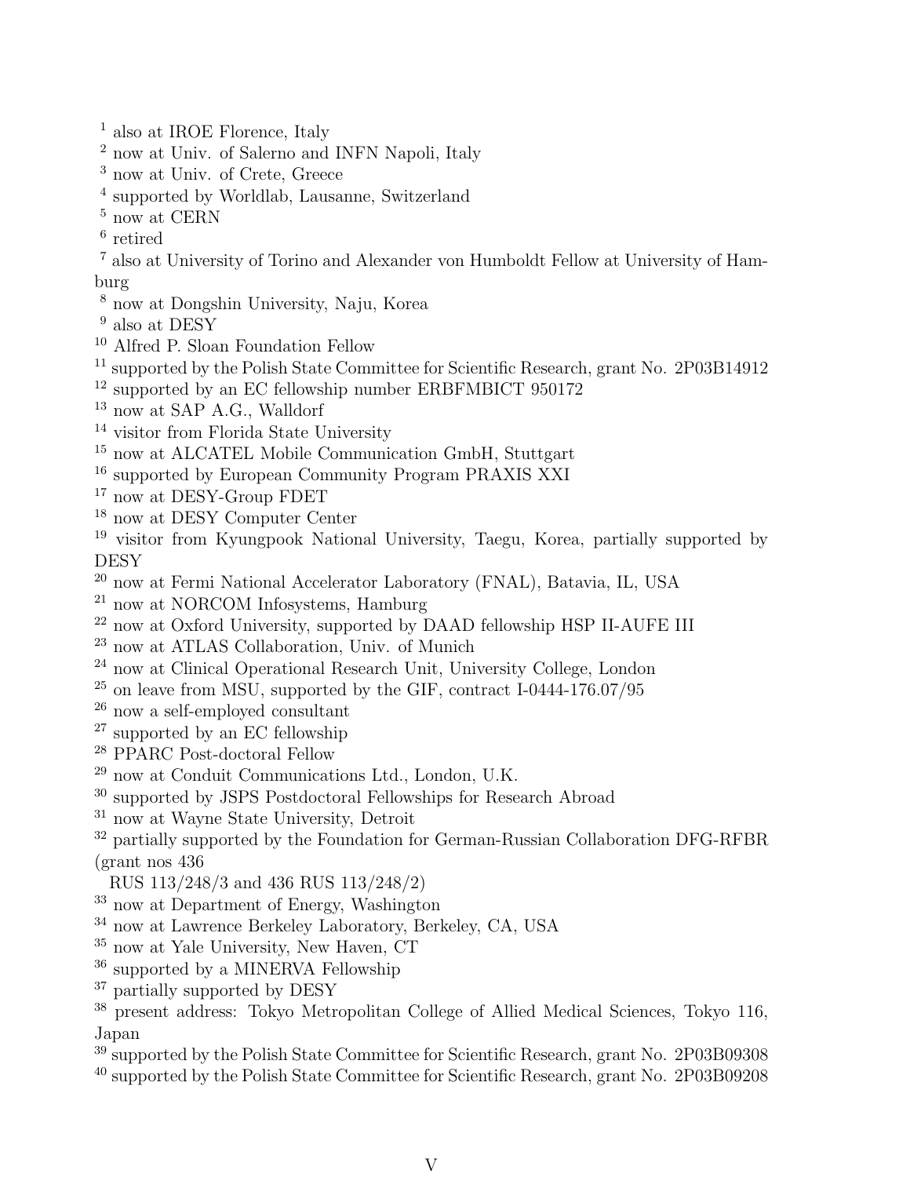[1] also at IROE Florence, Italy
[2] now at Univ. of Salerno and INFN Napoli, Italy
[3] now at Univ. of Crete, Greece
[4] supported by Worldlab, Lausanne, Switzerland
[5] now at CERN
[6] retired
[7] also at University of Torino and Alexander von Humboldt Fellow at University of Hamburg
[8] now at Dongshin University, Naju, Korea
[9] also at DESY
[10] Alfred P. Sloan Foundation Fellow
[11] supported by the Polish State Committee for Scientific Research, grant No. 2P03B14912
[12] supported by an EC fellowship number ERBFMBICT 950172
[13] now at SAP A.G., Walldorf
[14] visitor from Florida State University
[15] now at ALCATEL Mobile Communication GmbH, Stuttgart
[16] supported by European Community Program PRAXIS XXI
[17] now at DESY-Group FDET
[18] now at DESY Computer Center
[19] visitor from Kyungpook National University, Taegu, Korea, partially supported by DESY
[20] now at Fermi National Accelerator Laboratory (FNAL), Batavia, IL, USA
[21] now at NORCOM Infosystems, Hamburg
[22] now at Oxford University, supported by DAAD fellowship HSP II-AUFE III
[23] now at ATLAS Collaboration, Univ. of Munich
[24] now at Clinical Operational Research Unit, University College, London
[25] on leave from MSU, supported by the GIF, contract I-0444-176.07/95
[26] now a self-employed consultant
[27] supported by an EC fellowship
[28] PPARC Post-doctoral Fellow
[29] now at Conduit Communications Ltd., London, U.K.
[30] supported by JSPS Postdoctoral Fellowships for Research Abroad
[31] now at Wayne State University, Detroit
[32] partially supported by the Foundation for German-Russian Collaboration DFG-RFBR (grant nos 436 RUS 113/248/3 and 436 RUS 113/248/2)
[33] now at Department of Energy, Washington
[34] now at Lawrence Berkeley Laboratory, Berkeley, CA, USA
[35] now at Yale University, New Haven, CT
[36] supported by a MINERVA Fellowship
[37] partially supported by DESY
[38] present address: Tokyo Metropolitan College of Allied Medical Sciences, Tokyo 116, Japan
[39] supported by the Polish State Committee for Scientific Research, grant No. 2P03B09308
[40] supported by the Polish State Committee for Scientific Research, grant No. 2P03B09208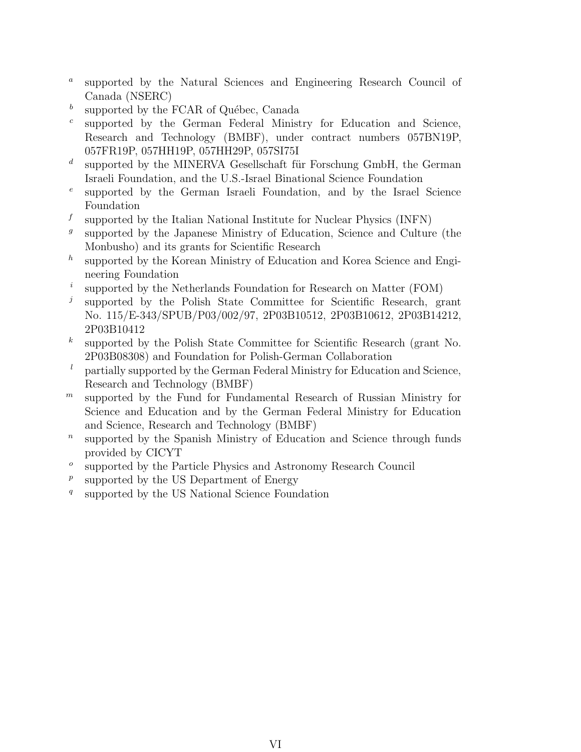[a] supported by the Natural Sciences and Engineering Research Council of Canada (NSERC)

[b] supported by the FCAR of Québec, Canada

[c] supported by the German Federal Ministry for Education and Science, Research and Technology (BMBF), under contract numbers 057BN19P, 057FR19P, 057HH19P, 057HH29P, 057SI75I

[d] supported by the MINERVA Gesellschaft für Forschung GmbH, the German Israeli Foundation, and the U.S.-Israel Binational Science Foundation

[e] supported by the German Israeli Foundation, and by the Israel Science Foundation

[f] supported by the Italian National Institute for Nuclear Physics (INFN)

[g] supported by the Japanese Ministry of Education, Science and Culture (the Monbusho) and its grants for Scientific Research

[h] supported by the Korean Ministry of Education and Korea Science and Engineering Foundation

[i] supported by the Netherlands Foundation for Research on Matter (FOM)

[j] supported by the Polish State Committee for Scientific Research, grant No. 115/E-343/SPUB/P03/002/97, 2P03B10512, 2P03B10612, 2P03B14212, 2P03B10412

[k] supported by the Polish State Committee for Scientific Research (grant No. 2P03B08308) and Foundation for Polish-German Collaboration

[l] partially supported by the German Federal Ministry for Education and Science, Research and Technology (BMBF)

[m] supported by the Fund for Fundamental Research of Russian Ministry for Science and Education and by the German Federal Ministry for Education and Science, Research and Technology (BMBF)

[n] supported by the Spanish Ministry of Education and Science through funds provided by CICYT

[o] supported by the Particle Physics and Astronomy Research Council

[p] supported by the US Department of Energy

[q] supported by the US National Science Foundation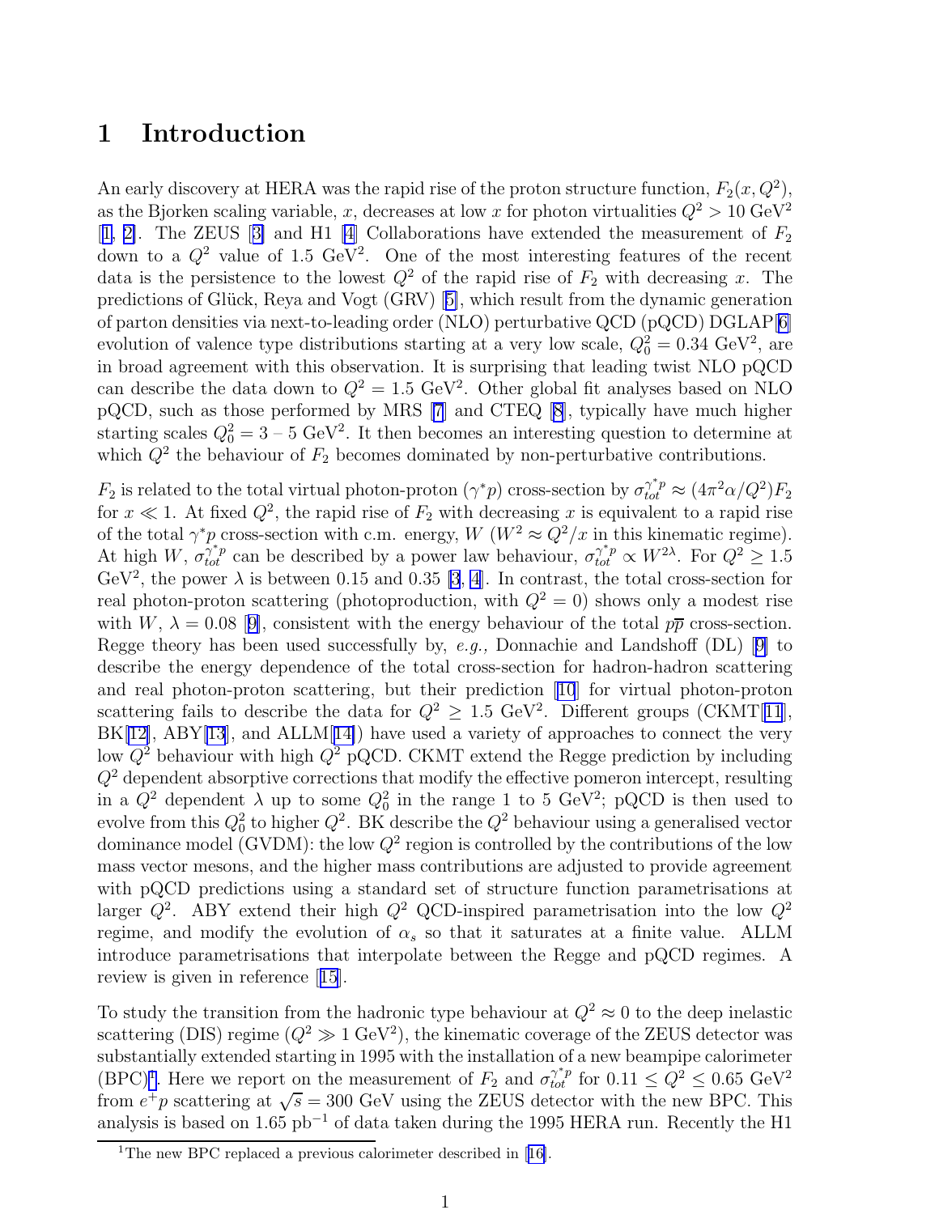# 1 Introduction

An early discovery at HERA was the rapid rise of the proton structure function, $F_2(x, Q^2)$, as the Bjorken scaling variable, $x$, decreases at low $x$ for photon virtualities $Q^2 > 10$ GeV$^2$ [1, 2]. The ZEUS [3] and H1 [4] Collaborations have extended the measurement of $F_2$ down to a $Q^2$ value of 1.5 GeV$^2$. One of the most interesting features of the recent data is the persistence to the lowest $Q^2$ of the rapid rise of $F_2$ with decreasing $x$. The predictions of Glück, Reya and Vogt (GRV) [5], which result from the dynamic generation of parton densities via next-to-leading order (NLO) perturbative QCD (pQCD) DGLAP[6] evolution of valence type distributions starting at a very low scale, $Q_0^2 = 0.34$ GeV$^2$, are in broad agreement with this observation. It is surprising that leading twist NLO pQCD can describe the data down to $Q^2 = 1.5$ GeV$^2$. Other global fit analyses based on NLO pQCD, such as those performed by MRS [7] and CTEQ [8], typically have much higher starting scales $Q_0^2 = 3$ – $5$ GeV$^2$. It then becomes an interesting question to determine at which $Q^2$ the behaviour of $F_2$ becomes dominated by non-perturbative contributions.

$F_2$ is related to the total virtual photon-proton ($\gamma^* p$) cross-section by $\sigma_{tot}^{\gamma^* p} \approx (4\pi^2\alpha/Q^2)F_2$ for $x \ll 1$. At fixed $Q^2$, the rapid rise of $F_2$ with decreasing $x$ is equivalent to a rapid rise of the total $\gamma^* p$ cross-section with c.m. energy, $W$ ($W^2 \approx Q^2/x$ in this kinematic regime). At high $W$, $\sigma_{tot}^{\gamma^* p}$ can be described by a power law behaviour, $\sigma_{tot}^{\gamma^* p} \propto W^{2\lambda}$. For $Q^2 \geq 1.5$ GeV$^2$, the power $\lambda$ is between 0.15 and 0.35 [3, 4]. In contrast, the total cross-section for real photon-proton scattering (photoproduction, with $Q^2 = 0$) shows only a modest rise with $W$, $\lambda = 0.08$ [9], consistent with the energy behaviour of the total $p\overline{p}$ cross-section. Regge theory has been used successfully by, *e.g.,* Donnachie and Landshoff (DL) [9] to describe the energy dependence of the total cross-section for hadron-hadron scattering and real photon-proton scattering, but their prediction [10] for virtual photon-proton scattering fails to describe the data for $Q^2 \geq 1.5$ GeV$^2$. Different groups (CKMT[11], BK[12], ABY[13], and ALLM[14]) have used a variety of approaches to connect the very low $Q^2$ behaviour with high $Q^2$ pQCD. CKMT extend the Regge prediction by including $Q^2$ dependent absorptive corrections that modify the effective pomeron intercept, resulting in a $Q^2$ dependent $\lambda$ up to some $Q_0^2$ in the range 1 to 5 GeV$^2$; pQCD is then used to evolve from this $Q_0^2$ to higher $Q^2$. BK describe the $Q^2$ behaviour using a generalised vector dominance model (GVDM): the low $Q^2$ region is controlled by the contributions of the low mass vector mesons, and the higher mass contributions are adjusted to provide agreement with pQCD predictions using a standard set of structure function parametrisations at larger $Q^2$. ABY extend their high $Q^2$ QCD-inspired parametrisation into the low $Q^2$ regime, and modify the evolution of $\alpha_s$ so that it saturates at a finite value. ALLM introduce parametrisations that interpolate between the Regge and pQCD regimes. A review is given in reference [15].

To study the transition from the hadronic type behaviour at $Q^2 \approx 0$ to the deep inelastic scattering (DIS) regime ($Q^2 \gg 1$ GeV$^2$), the kinematic coverage of the ZEUS detector was substantially extended starting in 1995 with the installation of a new beampipe calorimeter (BPC)[1]. Here we report on the measurement of $F_2$ and $\sigma_{tot}^{\gamma^* p}$ for $0.11 \leq Q^2 \leq 0.65$ GeV$^2$ from $e^+p$ scattering at $\sqrt{s} = 300$ GeV using the ZEUS detector with the new BPC. This analysis is based on 1.65 pb$^{-1}$ of data taken during the 1995 HERA run. Recently the H1

[1] The new BPC replaced a previous calorimeter described in [16].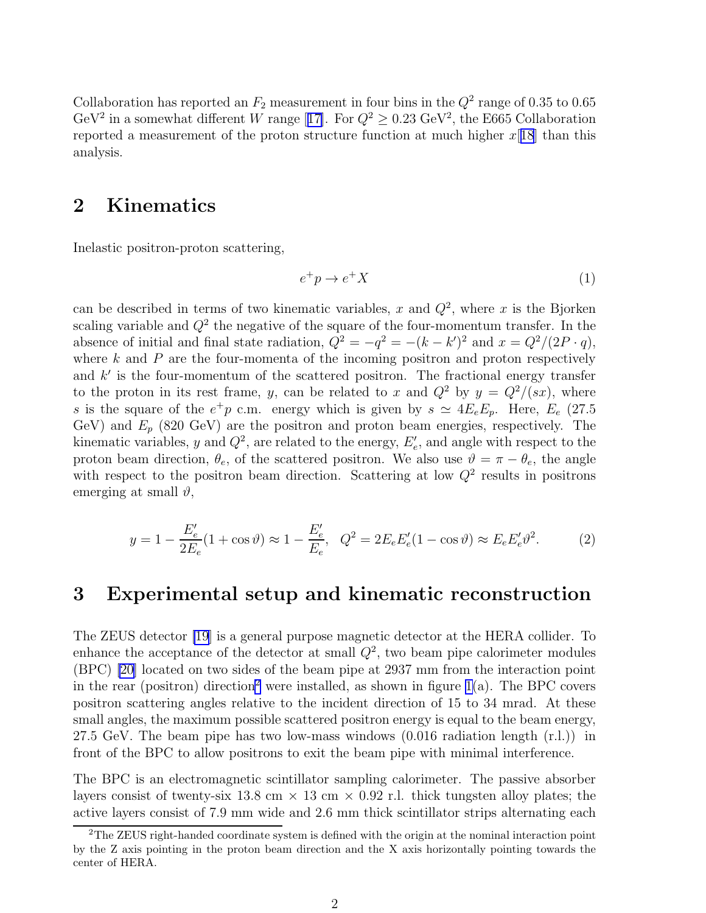Collaboration has reported an $F_2$ measurement in four bins in the $Q^2$ range of 0.35 to 0.65 GeV$^2$ in a somewhat different $W$ range [17]. For $Q^2 \geq 0.23$ GeV$^2$, the E665 Collaboration reported a measurement of the proton structure function at much higher $x$[18] than this analysis.

## 2 Kinematics

Inelastic positron-proton scattering,

$$e^+p \to e^+X \tag{1}$$

can be described in terms of two kinematic variables, $x$ and $Q^2$, where $x$ is the Bjorken scaling variable and $Q^2$ the negative of the square of the four-momentum transfer. In the absence of initial and final state radiation, $Q^2 = -q^2 = -(k-k')^2$ and $x = Q^2/(2P \cdot q)$, where $k$ and $P$ are the four-momenta of the incoming positron and proton respectively and $k'$ is the four-momentum of the scattered positron. The fractional energy transfer to the proton in its rest frame, $y$, can be related to $x$ and $Q^2$ by $y = Q^2/(sx)$, where $s$ is the square of the $e^+p$ c.m. energy which is given by $s \simeq 4E_eE_p$. Here, $E_e$ (27.5 GeV) and $E_p$ (820 GeV) are the positron and proton beam energies, respectively. The kinematic variables, $y$ and $Q^2$, are related to the energy, $E'_e$, and angle with respect to the proton beam direction, $\theta_e$, of the scattered positron. We also use $\vartheta = \pi - \theta_e$, the angle with respect to the positron beam direction. Scattering at low $Q^2$ results in positrons emerging at small $\vartheta$,

$$y = 1 - \frac{E'_e}{2E_e}(1 + \cos\vartheta) \approx 1 - \frac{E'_e}{E_e}, \quad Q^2 = 2E_eE'_e(1 - \cos\vartheta) \approx E_eE'_e\vartheta^2. \tag{2}$$

## 3 Experimental setup and kinematic reconstruction

The ZEUS detector [19] is a general purpose magnetic detector at the HERA collider. To enhance the acceptance of the detector at small $Q^2$, two beam pipe calorimeter modules (BPC) [20] located on two sides of the beam pipe at 2937 mm from the interaction point in the rear (positron) direction[2] were installed, as shown in figure 1(a). The BPC covers positron scattering angles relative to the incident direction of 15 to 34 mrad. At these small angles, the maximum possible scattered positron energy is equal to the beam energy, 27.5 GeV. The beam pipe has two low-mass windows (0.016 radiation length (r.l.)) in front of the BPC to allow positrons to exit the beam pipe with minimal interference.

The BPC is an electromagnetic scintillator sampling calorimeter. The passive absorber layers consist of twenty-six 13.8 cm × 13 cm × 0.92 r.l. thick tungsten alloy plates; the active layers consist of 7.9 mm wide and 2.6 mm thick scintillator strips alternating each

[2] The ZEUS right-handed coordinate system is defined with the origin at the nominal interaction point by the Z axis pointing in the proton beam direction and the X axis horizontally pointing towards the center of HERA.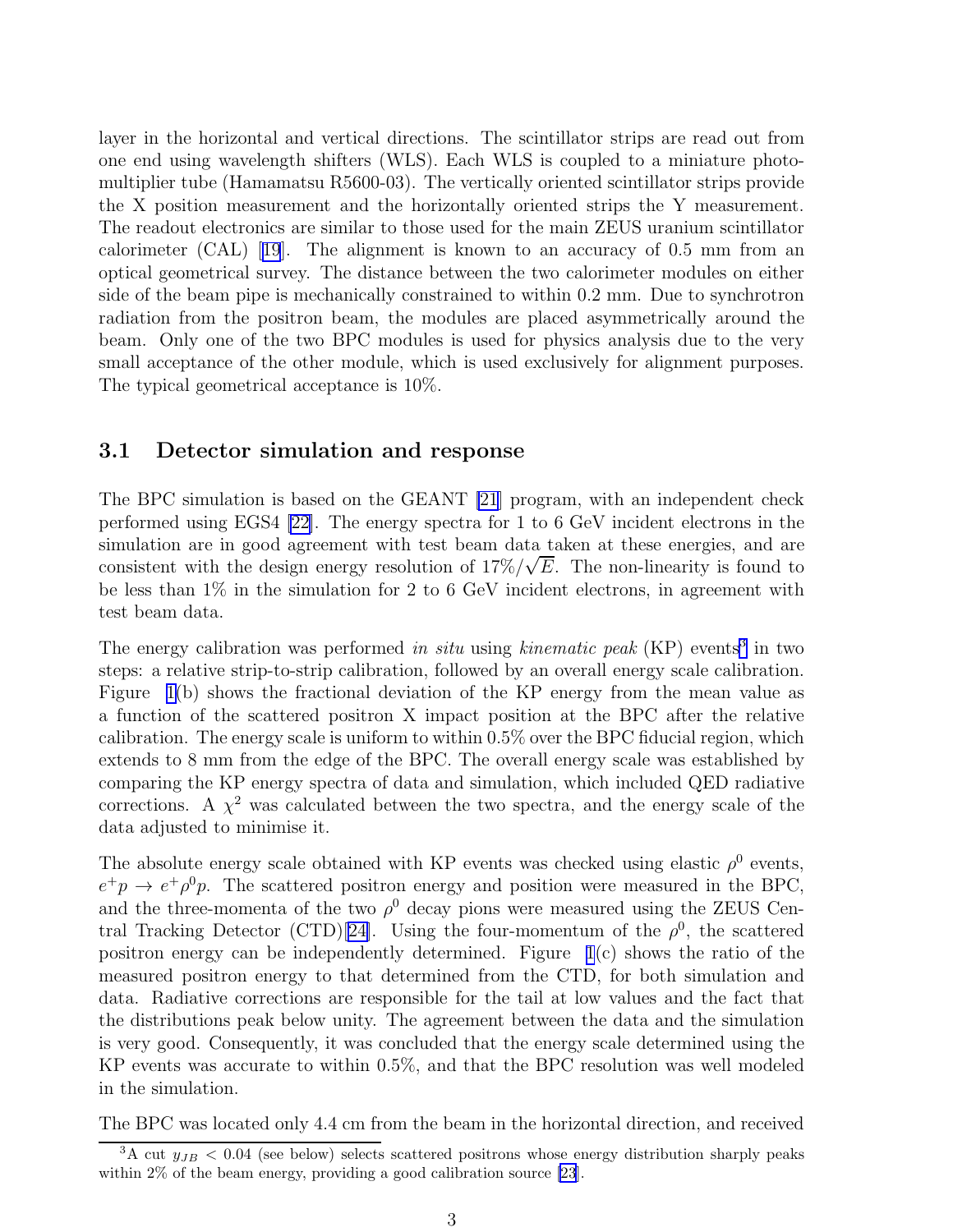layer in the horizontal and vertical directions. The scintillator strips are read out from one end using wavelength shifters (WLS). Each WLS is coupled to a miniature photomultiplier tube (Hamamatsu R5600-03). The vertically oriented scintillator strips provide the X position measurement and the horizontally oriented strips the Y measurement. The readout electronics are similar to those used for the main ZEUS uranium scintillator calorimeter (CAL) [19]. The alignment is known to an accuracy of 0.5 mm from an optical geometrical survey. The distance between the two calorimeter modules on either side of the beam pipe is mechanically constrained to within 0.2 mm. Due to synchrotron radiation from the positron beam, the modules are placed asymmetrically around the beam. Only one of the two BPC modules is used for physics analysis due to the very small acceptance of the other module, which is used exclusively for alignment purposes. The typical geometrical acceptance is 10%.

### 3.1 Detector simulation and response

The BPC simulation is based on the GEANT [21] program, with an independent check performed using EGS4 [22]. The energy spectra for 1 to 6 GeV incident electrons in the simulation are in good agreement with test beam data taken at these energies, and are consistent with the design energy resolution of $17\%/\sqrt{E}$. The non-linearity is found to be less than 1% in the simulation for 2 to 6 GeV incident electrons, in agreement with test beam data.

The energy calibration was performed *in situ* using *kinematic peak* (KP) events[3] in two steps: a relative strip-to-strip calibration, followed by an overall energy scale calibration. Figure 1(b) shows the fractional deviation of the KP energy from the mean value as a function of the scattered positron X impact position at the BPC after the relative calibration. The energy scale is uniform to within 0.5% over the BPC fiducial region, which extends to 8 mm from the edge of the BPC. The overall energy scale was established by comparing the KP energy spectra of data and simulation, which included QED radiative corrections. A $\chi^2$ was calculated between the two spectra, and the energy scale of the data adjusted to minimise it.

The absolute energy scale obtained with KP events was checked using elastic $\rho^0$ events, $e^+p \rightarrow e^+\rho^0 p$. The scattered positron energy and position were measured in the BPC, and the three-momenta of the two $\rho^0$ decay pions were measured using the ZEUS Central Tracking Detector (CTD)[24]. Using the four-momentum of the $\rho^0$, the scattered positron energy can be independently determined. Figure 1(c) shows the ratio of the measured positron energy to that determined from the CTD, for both simulation and data. Radiative corrections are responsible for the tail at low values and the fact that the distributions peak below unity. The agreement between the data and the simulation is very good. Consequently, it was concluded that the energy scale determined using the KP events was accurate to within 0.5%, and that the BPC resolution was well modeled in the simulation.

The BPC was located only 4.4 cm from the beam in the horizontal direction, and received

[3] A cut $y_{JB} < 0.04$ (see below) selects scattered positrons whose energy distribution sharply peaks within 2% of the beam energy, providing a good calibration source [23].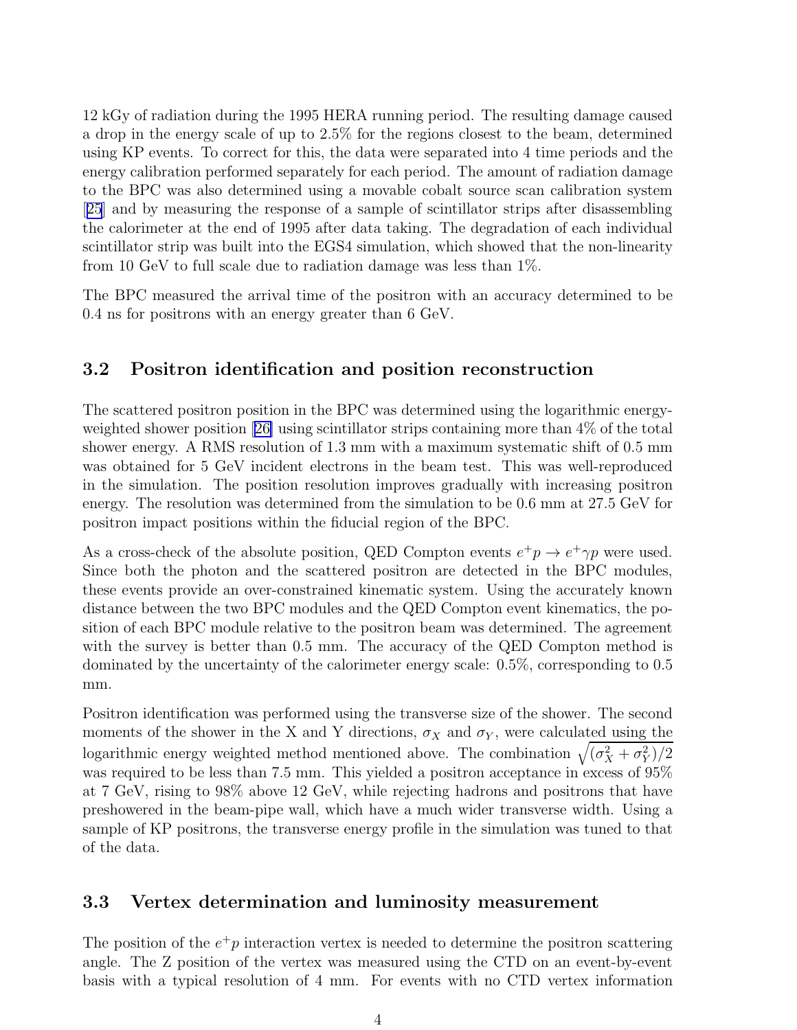12 kGy of radiation during the 1995 HERA running period. The resulting damage caused a drop in the energy scale of up to 2.5% for the regions closest to the beam, determined using KP events. To correct for this, the data were separated into 4 time periods and the energy calibration performed separately for each period. The amount of radiation damage to the BPC was also determined using a movable cobalt source scan calibration system [25] and by measuring the response of a sample of scintillator strips after disassembling the calorimeter at the end of 1995 after data taking. The degradation of each individual scintillator strip was built into the EGS4 simulation, which showed that the non-linearity from 10 GeV to full scale due to radiation damage was less than 1%.

The BPC measured the arrival time of the positron with an accuracy determined to be 0.4 ns for positrons with an energy greater than 6 GeV.

### 3.2 Positron identification and position reconstruction

The scattered positron position in the BPC was determined using the logarithmic energy-weighted shower position [26] using scintillator strips containing more than 4% of the total shower energy. A RMS resolution of 1.3 mm with a maximum systematic shift of 0.5 mm was obtained for 5 GeV incident electrons in the beam test. This was well-reproduced in the simulation. The position resolution improves gradually with increasing positron energy. The resolution was determined from the simulation to be 0.6 mm at 27.5 GeV for positron impact positions within the fiducial region of the BPC.

As a cross-check of the absolute position, QED Compton events $e^+p \to e^+\gamma p$ were used. Since both the photon and the scattered positron are detected in the BPC modules, these events provide an over-constrained kinematic system. Using the accurately known distance between the two BPC modules and the QED Compton event kinematics, the position of each BPC module relative to the positron beam was determined. The agreement with the survey is better than 0.5 mm. The accuracy of the QED Compton method is dominated by the uncertainty of the calorimeter energy scale: 0.5%, corresponding to 0.5 mm.

Positron identification was performed using the transverse size of the shower. The second moments of the shower in the X and Y directions, $\sigma_X$ and $\sigma_Y$, were calculated using the logarithmic energy weighted method mentioned above. The combination $\sqrt{(\sigma_X^2 + \sigma_Y^2)/2}$ was required to be less than 7.5 mm. This yielded a positron acceptance in excess of 95% at 7 GeV, rising to 98% above 12 GeV, while rejecting hadrons and positrons that have preshowered in the beam-pipe wall, which have a much wider transverse width. Using a sample of KP positrons, the transverse energy profile in the simulation was tuned to that of the data.

### 3.3 Vertex determination and luminosity measurement

The position of the $e^+p$ interaction vertex is needed to determine the positron scattering angle. The Z position of the vertex was measured using the CTD on an event-by-event basis with a typical resolution of 4 mm. For events with no CTD vertex information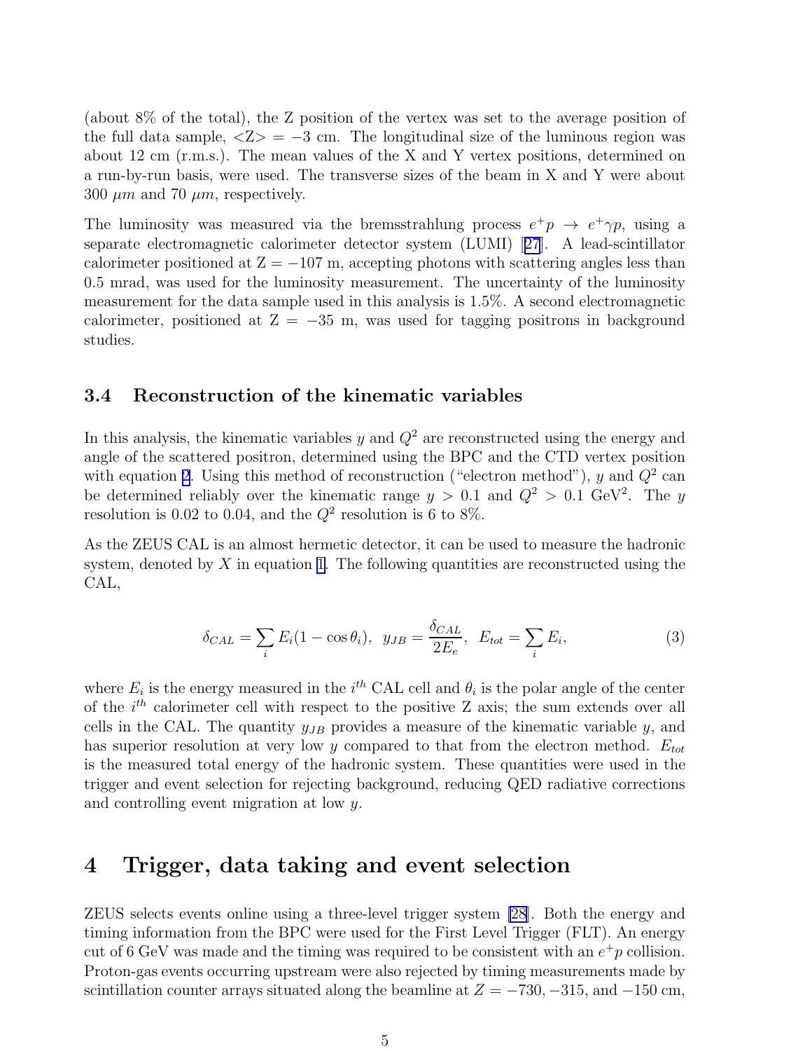(about 8% of the total), the Z position of the vertex was set to the average position of the full data sample, <Z> = −3 cm. The longitudinal size of the luminous region was about 12 cm (r.m.s.). The mean values of the X and Y vertex positions, determined on a run-by-run basis, were used. The transverse sizes of the beam in X and Y were about 300 $\mu m$ and 70 $\mu m$, respectively.

The luminosity was measured via the bremsstrahlung process $e^+p \rightarrow e^+\gamma p$, using a separate electromagnetic calorimeter detector system (LUMI) [27]. A lead-scintillator calorimeter positioned at Z = −107 m, accepting photons with scattering angles less than 0.5 mrad, was used for the luminosity measurement. The uncertainty of the luminosity measurement for the data sample used in this analysis is 1.5%. A second electromagnetic calorimeter, positioned at Z = −35 m, was used for tagging positrons in background studies.

### 3.4 Reconstruction of the kinematic variables

In this analysis, the kinematic variables $y$ and $Q^2$ are reconstructed using the energy and angle of the scattered positron, determined using the BPC and the CTD vertex position with equation 2. Using this method of reconstruction ("electron method"), $y$ and $Q^2$ can be determined reliably over the kinematic range $y > 0.1$ and $Q^2 > 0.1$ GeV$^2$. The $y$ resolution is 0.02 to 0.04, and the $Q^2$ resolution is 6 to 8%.

As the ZEUS CAL is an almost hermetic detector, it can be used to measure the hadronic system, denoted by $X$ in equation 1. The following quantities are reconstructed using the CAL,

$$\delta_{CAL} = \sum_i E_i(1 - \cos\theta_i), \quad y_{JB} = \frac{\delta_{CAL}}{2E_e}, \quad E_{tot} = \sum_i E_i, \tag{3}$$

where $E_i$ is the energy measured in the $i^{th}$ CAL cell and $\theta_i$ is the polar angle of the center of the $i^{th}$ calorimeter cell with respect to the positive Z axis; the sum extends over all cells in the CAL. The quantity $y_{JB}$ provides a measure of the kinematic variable $y$, and has superior resolution at very low $y$ compared to that from the electron method. $E_{tot}$ is the measured total energy of the hadronic system. These quantities were used in the trigger and event selection for rejecting background, reducing QED radiative corrections and controlling event migration at low $y$.

## 4 Trigger, data taking and event selection

ZEUS selects events online using a three-level trigger system [28]. Both the energy and timing information from the BPC were used for the First Level Trigger (FLT). An energy cut of 6 GeV was made and the timing was required to be consistent with an $e^+p$ collision. Proton-gas events occurring upstream were also rejected by timing measurements made by scintillation counter arrays situated along the beamline at $Z = -730, -315$, and $-150$ cm,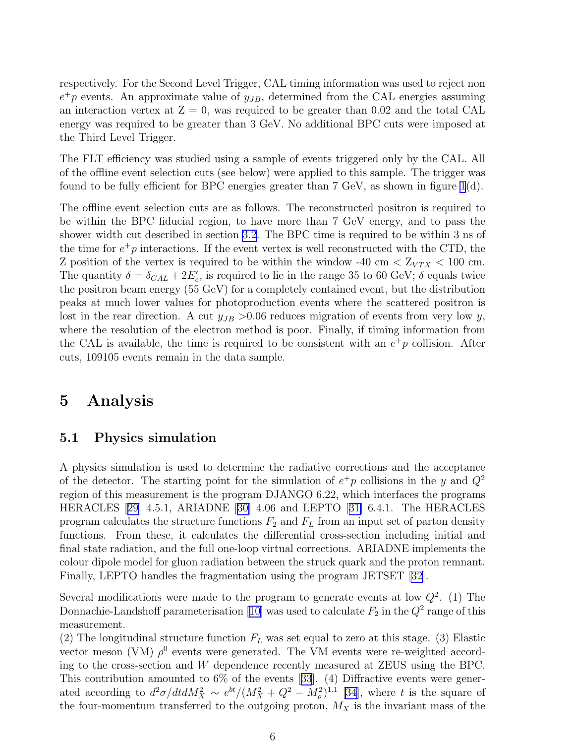respectively. For the Second Level Trigger, CAL timing information was used to reject non $e^+p$ events. An approximate value of $y_{JB}$, determined from the CAL energies assuming an interaction vertex at Z = 0, was required to be greater than 0.02 and the total CAL energy was required to be greater than 3 GeV. No additional BPC cuts were imposed at the Third Level Trigger.

The FLT efficiency was studied using a sample of events triggered only by the CAL. All of the offline event selection cuts (see below) were applied to this sample. The trigger was found to be fully efficient for BPC energies greater than 7 GeV, as shown in figure 1(d).

The offline event selection cuts are as follows. The reconstructed positron is required to be within the BPC fiducial region, to have more than 7 GeV energy, and to pass the shower width cut described in section 3.2. The BPC time is required to be within 3 ns of the time for $e^+p$ interactions. If the event vertex is well reconstructed with the CTD, the Z position of the vertex is required to be within the window -40 cm $< Z_{VTX} <$ 100 cm. The quantity $\delta = \delta_{CAL} + 2E'_e$, is required to lie in the range 35 to 60 GeV; $\delta$ equals twice the positron beam energy (55 GeV) for a completely contained event, but the distribution peaks at much lower values for photoproduction events where the scattered positron is lost in the rear direction. A cut $y_{JB} >$0.06 reduces migration of events from very low $y$, where the resolution of the electron method is poor. Finally, if timing information from the CAL is available, the time is required to be consistent with an $e^+p$ collision. After cuts, 109105 events remain in the data sample.

# 5 Analysis

## 5.1 Physics simulation

A physics simulation is used to determine the radiative corrections and the acceptance of the detector. The starting point for the simulation of $e^+p$ collisions in the $y$ and $Q^2$ region of this measurement is the program DJANGO 6.22, which interfaces the programs HERACLES [29] 4.5.1, ARIADNE [30] 4.06 and LEPTO [31] 6.4.1. The HERACLES program calculates the structure functions $F_2$ and $F_L$ from an input set of parton density functions. From these, it calculates the differential cross-section including initial and final state radiation, and the full one-loop virtual corrections. ARIADNE implements the colour dipole model for gluon radiation between the struck quark and the proton remnant. Finally, LEPTO handles the fragmentation using the program JETSET [32].

Several modifications were made to the program to generate events at low $Q^2$. (1) The Donnachie-Landshoff parameterisation [10] was used to calculate $F_2$ in the $Q^2$ range of this measurement.
(2) The longitudinal structure function $F_L$ was set equal to zero at this stage. (3) Elastic vector meson (VM) $\rho^0$ events were generated. The VM events were re-weighted according to the cross-section and $W$ dependence recently measured at ZEUS using the BPC. This contribution amounted to 6% of the events [33]. (4) Diffractive events were generated according to $d^2\sigma/dtdM_X^2 \sim e^{bt}/(M_X^2 + Q^2 - M_\rho^2)^{1.1}$ [34], where $t$ is the square of the four-momentum transferred to the outgoing proton, $M_X$ is the invariant mass of the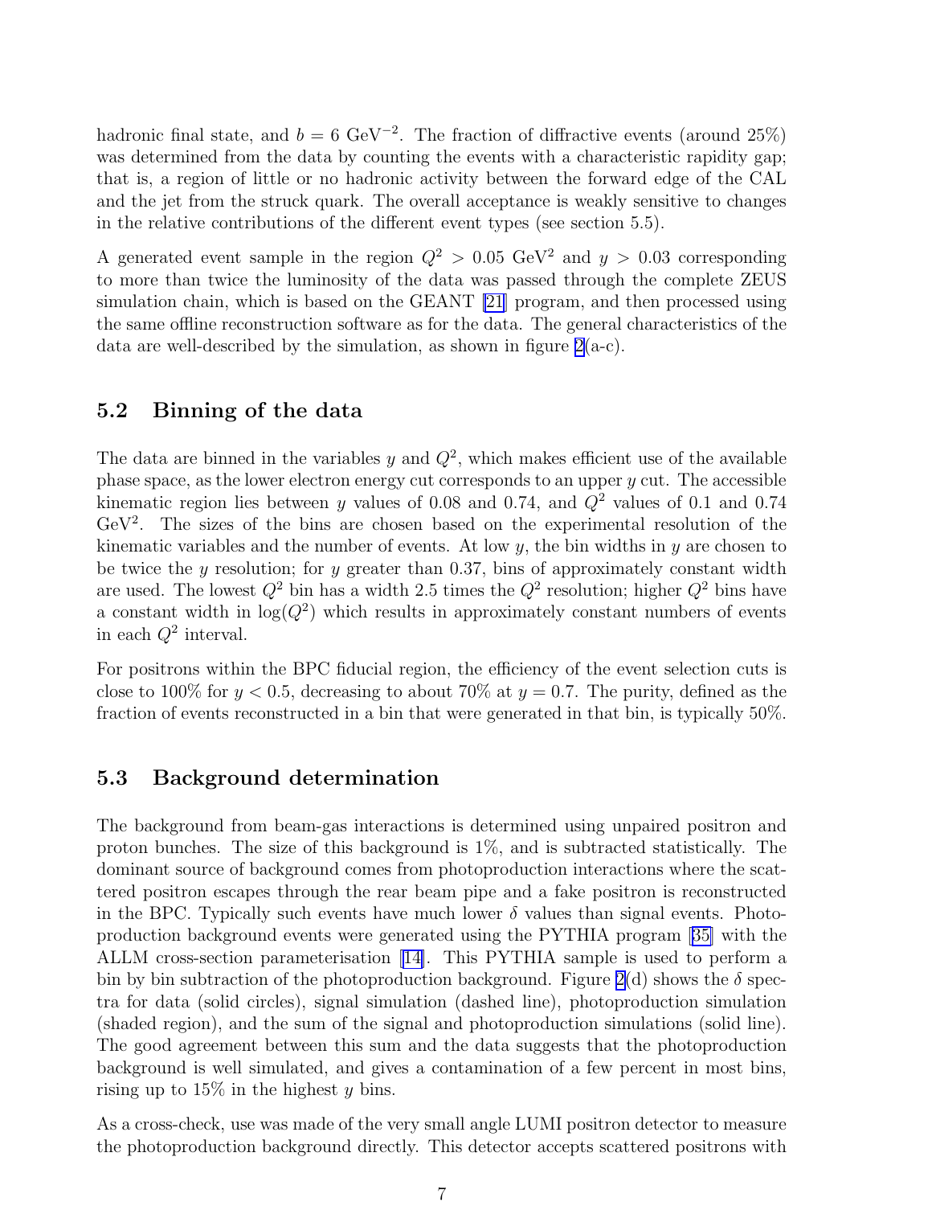hadronic final state, and $b = 6$ GeV$^{-2}$. The fraction of diffractive events (around 25%) was determined from the data by counting the events with a characteristic rapidity gap; that is, a region of little or no hadronic activity between the forward edge of the CAL and the jet from the struck quark. The overall acceptance is weakly sensitive to changes in the relative contributions of the different event types (see section 5.5).

A generated event sample in the region $Q^2 > 0.05$ GeV$^2$ and $y > 0.03$ corresponding to more than twice the luminosity of the data was passed through the complete ZEUS simulation chain, which is based on the GEANT [21] program, and then processed using the same offline reconstruction software as for the data. The general characteristics of the data are well-described by the simulation, as shown in figure 2(a-c).

### 5.2 Binning of the data

The data are binned in the variables $y$ and $Q^2$, which makes efficient use of the available phase space, as the lower electron energy cut corresponds to an upper $y$ cut. The accessible kinematic region lies between $y$ values of 0.08 and 0.74, and $Q^2$ values of 0.1 and 0.74 GeV$^2$. The sizes of the bins are chosen based on the experimental resolution of the kinematic variables and the number of events. At low $y$, the bin widths in $y$ are chosen to be twice the $y$ resolution; for $y$ greater than 0.37, bins of approximately constant width are used. The lowest $Q^2$ bin has a width 2.5 times the $Q^2$ resolution; higher $Q^2$ bins have a constant width in $\log(Q^2)$ which results in approximately constant numbers of events in each $Q^2$ interval.

For positrons within the BPC fiducial region, the efficiency of the event selection cuts is close to 100% for $y < 0.5$, decreasing to about 70% at $y = 0.7$. The purity, defined as the fraction of events reconstructed in a bin that were generated in that bin, is typically 50%.

### 5.3 Background determination

The background from beam-gas interactions is determined using unpaired positron and proton bunches. The size of this background is 1%, and is subtracted statistically. The dominant source of background comes from photoproduction interactions where the scattered positron escapes through the rear beam pipe and a fake positron is reconstructed in the BPC. Typically such events have much lower $\delta$ values than signal events. Photoproduction background events were generated using the PYTHIA program [35] with the ALLM cross-section parameterisation [14]. This PYTHIA sample is used to perform a bin by bin subtraction of the photoproduction background. Figure 2(d) shows the $\delta$ spectra for data (solid circles), signal simulation (dashed line), photoproduction simulation (shaded region), and the sum of the signal and photoproduction simulations (solid line). The good agreement between this sum and the data suggests that the photoproduction background is well simulated, and gives a contamination of a few percent in most bins, rising up to 15% in the highest $y$ bins.

As a cross-check, use was made of the very small angle LUMI positron detector to measure the photoproduction background directly. This detector accepts scattered positrons with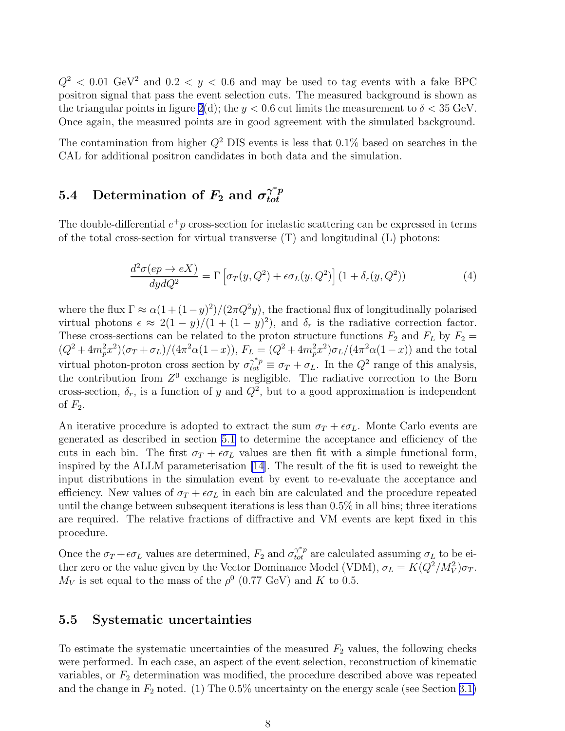$Q^2 < 0.01$ GeV$^2$ and $0.2 < y < 0.6$ and may be used to tag events with a fake BPC positron signal that pass the event selection cuts. The measured background is shown as the triangular points in figure 2(d); the $y < 0.6$ cut limits the measurement to $\delta < 35$ GeV. Once again, the measured points are in good agreement with the simulated background.

The contamination from higher $Q^2$ DIS events is less that 0.1% based on searches in the CAL for additional positron candidates in both data and the simulation.

### 5.4 Determination of $F_2$ and $\sigma_{tot}^{\gamma^* p}$

The double-differential $e^+p$ cross-section for inelastic scattering can be expressed in terms of the total cross-section for virtual transverse (T) and longitudinal (L) photons:

$$\frac{d^2\sigma(ep \to eX)}{dydQ^2} = \Gamma \left[\sigma_T(y, Q^2) + \epsilon\sigma_L(y, Q^2)\right](1 + \delta_r(y, Q^2)) \tag{4}$$

where the flux $\Gamma \approx \alpha(1 + (1-y)^2)/(2\pi Q^2 y)$, the fractional flux of longitudinally polarised virtual photons $\epsilon \approx 2(1-y)/(1+(1-y)^2)$, and $\delta_r$ is the radiative correction factor. These cross-sections can be related to the proton structure functions $F_2$ and $F_L$ by $F_2 = (Q^2 + 4m_p^2 x^2)(\sigma_T + \sigma_L)/(4\pi^2\alpha(1-x))$, $F_L = (Q^2 + 4m_p^2 x^2)\sigma_L/(4\pi^2\alpha(1-x))$ and the total virtual photon-proton cross section by $\sigma_{tot}^{\gamma^* p} \equiv \sigma_T + \sigma_L$. In the $Q^2$ range of this analysis, the contribution from $Z^0$ exchange is negligible. The radiative correction to the Born cross-section, $\delta_r$, is a function of $y$ and $Q^2$, but to a good approximation is independent of $F_2$.

An iterative procedure is adopted to extract the sum $\sigma_T + \epsilon\sigma_L$. Monte Carlo events are generated as described in section 5.1 to determine the acceptance and efficiency of the cuts in each bin. The first $\sigma_T + \epsilon\sigma_L$ values are then fit with a simple functional form, inspired by the ALLM parameterisation [14]. The result of the fit is used to reweight the input distributions in the simulation event by event to re-evaluate the acceptance and efficiency. New values of $\sigma_T + \epsilon\sigma_L$ in each bin are calculated and the procedure repeated until the change between subsequent iterations is less than 0.5% in all bins; three iterations are required. The relative fractions of diffractive and VM events are kept fixed in this procedure.

Once the $\sigma_T + \epsilon\sigma_L$ values are determined, $F_2$ and $\sigma_{tot}^{\gamma^* p}$ are calculated assuming $\sigma_L$ to be either zero or the value given by the Vector Dominance Model (VDM), $\sigma_L = K(Q^2/M_V^2)\sigma_T$. $M_V$ is set equal to the mass of the $\rho^0$ (0.77 GeV) and $K$ to 0.5.

### 5.5 Systematic uncertainties

To estimate the systematic uncertainties of the measured $F_2$ values, the following checks were performed. In each case, an aspect of the event selection, reconstruction of kinematic variables, or $F_2$ determination was modified, the procedure described above was repeated and the change in $F_2$ noted. (1) The 0.5% uncertainty on the energy scale (see Section 3.1)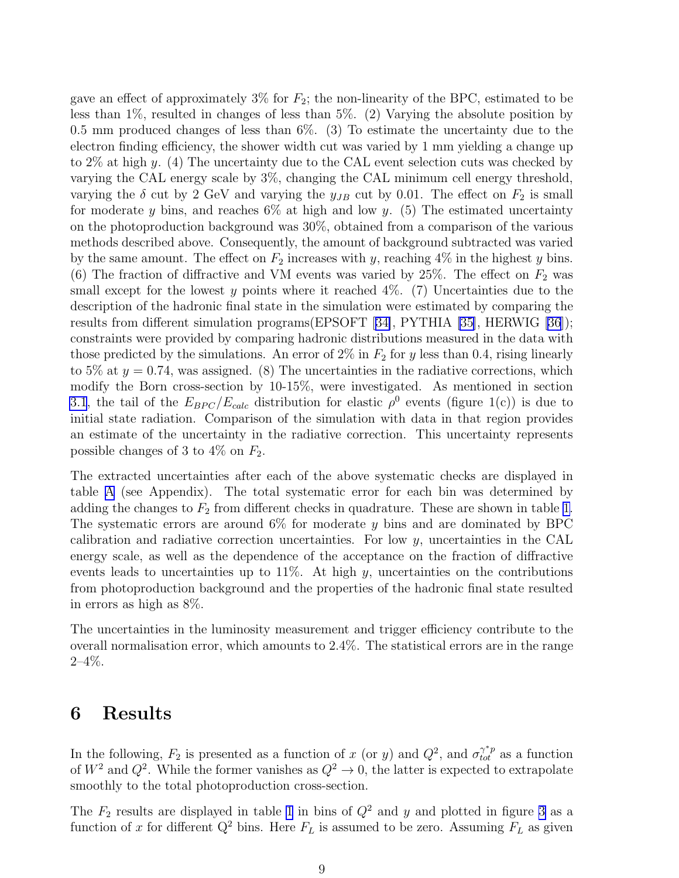gave an effect of approximately 3% for $F_2$; the non-linearity of the BPC, estimated to be less than 1%, resulted in changes of less than 5%. (2) Varying the absolute position by 0.5 mm produced changes of less than 6%. (3) To estimate the uncertainty due to the electron finding efficiency, the shower width cut was varied by 1 mm yielding a change up to 2% at high $y$. (4) The uncertainty due to the CAL event selection cuts was checked by varying the CAL energy scale by 3%, changing the CAL minimum cell energy threshold, varying the $\delta$ cut by 2 GeV and varying the $y_{JB}$ cut by 0.01. The effect on $F_2$ is small for moderate $y$ bins, and reaches 6% at high and low $y$. (5) The estimated uncertainty on the photoproduction background was 30%, obtained from a comparison of the various methods described above. Consequently, the amount of background subtracted was varied by the same amount. The effect on $F_2$ increases with $y$, reaching 4% in the highest $y$ bins. (6) The fraction of diffractive and VM events was varied by 25%. The effect on $F_2$ was small except for the lowest $y$ points where it reached 4%. (7) Uncertainties due to the description of the hadronic final state in the simulation were estimated by comparing the results from different simulation programs(EPSOFT [34], PYTHIA [35], HERWIG [36]); constraints were provided by comparing hadronic distributions measured in the data with those predicted by the simulations. An error of 2% in $F_2$ for $y$ less than 0.4, rising linearly to 5% at $y = 0.74$, was assigned. (8) The uncertainties in the radiative corrections, which modify the Born cross-section by 10-15%, were investigated. As mentioned in section 3.1, the tail of the $E_{BPC}/E_{calc}$ distribution for elastic $\rho^0$ events (figure 1(c)) is due to initial state radiation. Comparison of the simulation with data in that region provides an estimate of the uncertainty in the radiative correction. This uncertainty represents possible changes of 3 to 4% on $F_2$.

The extracted uncertainties after each of the above systematic checks are displayed in table A (see Appendix). The total systematic error for each bin was determined by adding the changes to $F_2$ from different checks in quadrature. These are shown in table 1. The systematic errors are around 6% for moderate $y$ bins and are dominated by BPC calibration and radiative correction uncertainties. For low $y$, uncertainties in the CAL energy scale, as well as the dependence of the acceptance on the fraction of diffractive events leads to uncertainties up to 11%. At high $y$, uncertainties on the contributions from photoproduction background and the properties of the hadronic final state resulted in errors as high as 8%.

The uncertainties in the luminosity measurement and trigger efficiency contribute to the overall normalisation error, which amounts to 2.4%. The statistical errors are in the range 2–4%.

# 6 Results

In the following, $F_2$ is presented as a function of $x$ (or $y$) and $Q^2$, and $\sigma_{tot}^{\gamma^* p}$ as a function of $W^2$ and $Q^2$. While the former vanishes as $Q^2 \to 0$, the latter is expected to extrapolate smoothly to the total photoproduction cross-section.

The $F_2$ results are displayed in table 1 in bins of $Q^2$ and $y$ and plotted in figure 3 as a function of $x$ for different $Q^2$ bins. Here $F_L$ is assumed to be zero. Assuming $F_L$ as given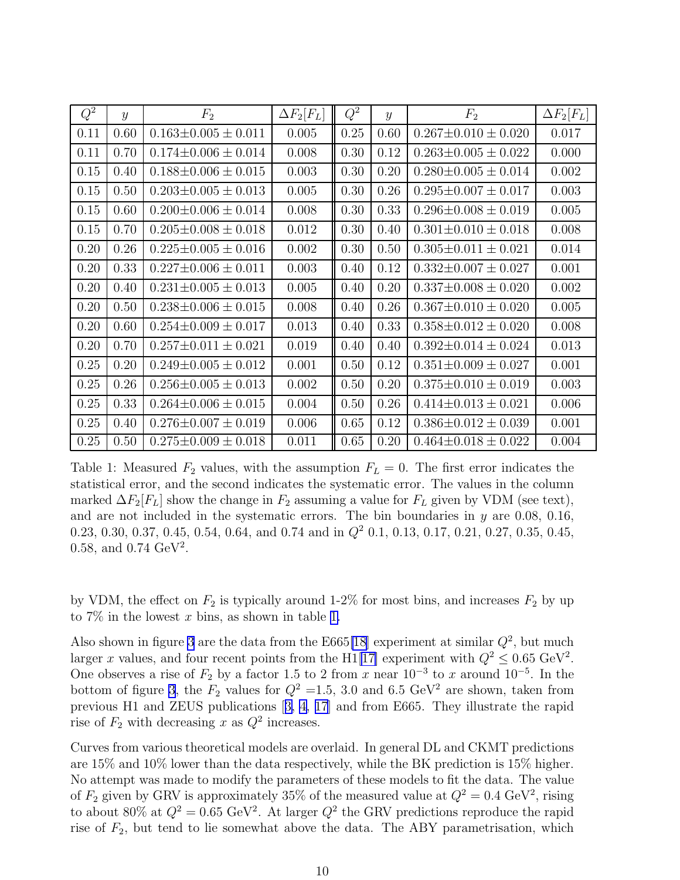| $Q^2$ | $y$ | $F_2$ | $\Delta F_2[F_L]$ | $Q^2$ | $y$ | $F_2$ | $\Delta F_2[F_L]$ |
|---|---|---|---|---|---|---|---|
| 0.11 | 0.60 | $0.163 \pm 0.005 \pm 0.011$ | 0.005 | 0.25 | 0.60 | $0.267 \pm 0.010 \pm 0.020$ | 0.017 |
| 0.11 | 0.70 | $0.174 \pm 0.006 \pm 0.014$ | 0.008 | 0.30 | 0.12 | $0.263 \pm 0.005 \pm 0.022$ | 0.000 |
| 0.15 | 0.40 | $0.188 \pm 0.006 \pm 0.015$ | 0.003 | 0.30 | 0.20 | $0.280 \pm 0.005 \pm 0.014$ | 0.002 |
| 0.15 | 0.50 | $0.203 \pm 0.005 \pm 0.013$ | 0.005 | 0.30 | 0.26 | $0.295 \pm 0.007 \pm 0.017$ | 0.003 |
| 0.15 | 0.60 | $0.200 \pm 0.006 \pm 0.014$ | 0.008 | 0.30 | 0.33 | $0.296 \pm 0.008 \pm 0.019$ | 0.005 |
| 0.15 | 0.70 | $0.205 \pm 0.008 \pm 0.018$ | 0.012 | 0.30 | 0.40 | $0.301 \pm 0.010 \pm 0.018$ | 0.008 |
| 0.20 | 0.26 | $0.225 \pm 0.005 \pm 0.016$ | 0.002 | 0.30 | 0.50 | $0.305 \pm 0.011 \pm 0.021$ | 0.014 |
| 0.20 | 0.33 | $0.227 \pm 0.006 \pm 0.011$ | 0.003 | 0.40 | 0.12 | $0.332 \pm 0.007 \pm 0.027$ | 0.001 |
| 0.20 | 0.40 | $0.231 \pm 0.005 \pm 0.013$ | 0.005 | 0.40 | 0.20 | $0.337 \pm 0.008 \pm 0.020$ | 0.002 |
| 0.20 | 0.50 | $0.238 \pm 0.006 \pm 0.015$ | 0.008 | 0.40 | 0.26 | $0.367 \pm 0.010 \pm 0.020$ | 0.005 |
| 0.20 | 0.60 | $0.254 \pm 0.009 \pm 0.017$ | 0.013 | 0.40 | 0.33 | $0.358 \pm 0.012 \pm 0.020$ | 0.008 |
| 0.20 | 0.70 | $0.257 \pm 0.011 \pm 0.021$ | 0.019 | 0.40 | 0.40 | $0.392 \pm 0.014 \pm 0.024$ | 0.013 |
| 0.25 | 0.20 | $0.249 \pm 0.005 \pm 0.012$ | 0.001 | 0.50 | 0.12 | $0.351 \pm 0.009 \pm 0.027$ | 0.001 |
| 0.25 | 0.26 | $0.256 \pm 0.005 \pm 0.013$ | 0.002 | 0.50 | 0.20 | $0.375 \pm 0.010 \pm 0.019$ | 0.003 |
| 0.25 | 0.33 | $0.264 \pm 0.006 \pm 0.015$ | 0.004 | 0.50 | 0.26 | $0.414 \pm 0.013 \pm 0.021$ | 0.006 |
| 0.25 | 0.40 | $0.276 \pm 0.007 \pm 0.019$ | 0.006 | 0.65 | 0.12 | $0.386 \pm 0.012 \pm 0.039$ | 0.001 |
| 0.25 | 0.50 | $0.275 \pm 0.009 \pm 0.018$ | 0.011 | 0.65 | 0.20 | $0.464 \pm 0.018 \pm 0.022$ | 0.004 |

Table 1: Measured $F_2$ values, with the assumption $F_L = 0$. The first error indicates the statistical error, and the second indicates the systematic error. The values in the column marked $\Delta F_2[F_L]$ show the change in $F_2$ assuming a value for $F_L$ given by VDM (see text), and are not included in the systematic errors. The bin boundaries in $y$ are 0.08, 0.16, 0.23, 0.30, 0.37, 0.45, 0.54, 0.64, and 0.74 and in $Q^2$ 0.1, 0.13, 0.17, 0.21, 0.27, 0.35, 0.45, 0.58, and 0.74 GeV$^2$.

by VDM, the effect on $F_2$ is typically around 1-2% for most bins, and increases $F_2$ by up to 7% in the lowest $x$ bins, as shown in table 1.

Also shown in figure 3 are the data from the E665[18] experiment at similar $Q^2$, but much larger $x$ values, and four recent points from the H1[17] experiment with $Q^2 \leq 0.65$ GeV$^2$. One observes a rise of $F_2$ by a factor 1.5 to 2 from $x$ near $10^{-3}$ to $x$ around $10^{-5}$. In the bottom of figure 3, the $F_2$ values for $Q^2 = 1.5$, 3.0 and 6.5 GeV$^2$ are shown, taken from previous H1 and ZEUS publications [3, 4, 17] and from E665. They illustrate the rapid rise of $F_2$ with decreasing $x$ as $Q^2$ increases.

Curves from various theoretical models are overlaid. In general DL and CKMT predictions are 15% and 10% lower than the data respectively, while the BK prediction is 15% higher. No attempt was made to modify the parameters of these models to fit the data. The value of $F_2$ given by GRV is approximately 35% of the measured value at $Q^2 = 0.4$ GeV$^2$, rising to about 80% at $Q^2 = 0.65$ GeV$^2$. At larger $Q^2$ the GRV predictions reproduce the rapid rise of $F_2$, but tend to lie somewhat above the data. The ABY parametrisation, which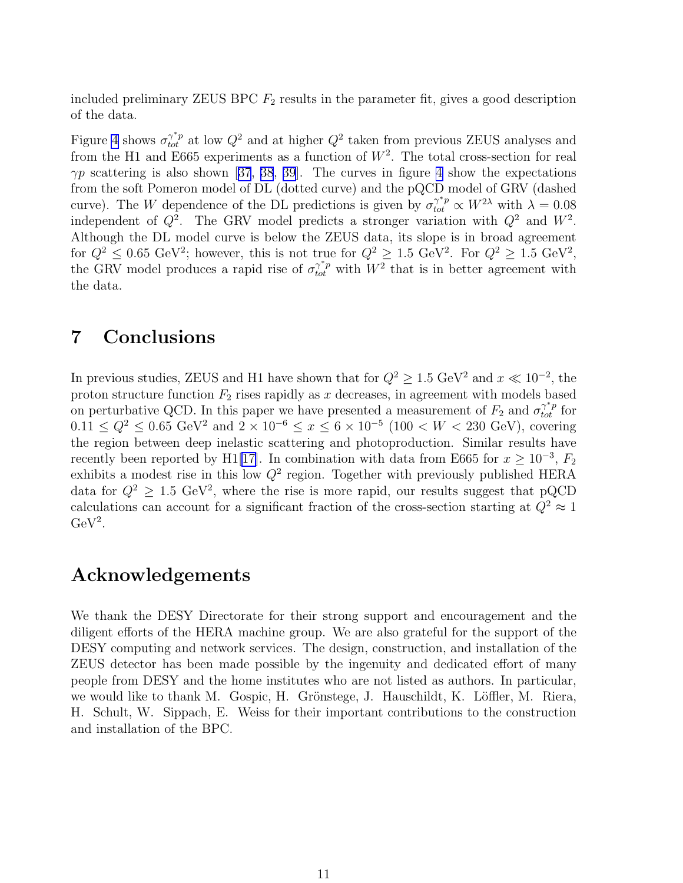included preliminary ZEUS BPC $F_2$ results in the parameter fit, gives a good description of the data.

Figure 4 shows $\sigma_{tot}^{\gamma^* p}$ at low $Q^2$ and at higher $Q^2$ taken from previous ZEUS analyses and from the H1 and E665 experiments as a function of $W^2$. The total cross-section for real $\gamma p$ scattering is also shown [37, 38, 39]. The curves in figure 4 show the expectations from the soft Pomeron model of DL (dotted curve) and the pQCD model of GRV (dashed curve). The $W$ dependence of the DL predictions is given by $\sigma_{tot}^{\gamma^* p} \propto W^{2\lambda}$ with $\lambda = 0.08$ independent of $Q^2$. The GRV model predicts a stronger variation with $Q^2$ and $W^2$. Although the DL model curve is below the ZEUS data, its slope is in broad agreement for $Q^2 \leq 0.65$ GeV$^2$; however, this is not true for $Q^2 \geq 1.5$ GeV$^2$. For $Q^2 \geq 1.5$ GeV$^2$, the GRV model produces a rapid rise of $\sigma_{tot}^{\gamma^* p}$ with $W^2$ that is in better agreement with the data.

# 7 Conclusions

In previous studies, ZEUS and H1 have shown that for $Q^2 \geq 1.5$ GeV$^2$ and $x \ll 10^{-2}$, the proton structure function $F_2$ rises rapidly as $x$ decreases, in agreement with models based on perturbative QCD. In this paper we have presented a measurement of $F_2$ and $\sigma_{tot}^{\gamma^* p}$ for $0.11 \leq Q^2 \leq 0.65$ GeV$^2$ and $2 \times 10^{-6} \leq x \leq 6 \times 10^{-5}$ ($100 < W < 230$ GeV), covering the region between deep inelastic scattering and photoproduction. Similar results have recently been reported by H1[17]. In combination with data from E665 for $x \geq 10^{-3}$, $F_2$ exhibits a modest rise in this low $Q^2$ region. Together with previously published HERA data for $Q^2 \geq 1.5$ GeV$^2$, where the rise is more rapid, our results suggest that pQCD calculations can account for a significant fraction of the cross-section starting at $Q^2 \approx 1$ GeV$^2$.

# Acknowledgements

We thank the DESY Directorate for their strong support and encouragement and the diligent efforts of the HERA machine group. We are also grateful for the support of the DESY computing and network services. The design, construction, and installation of the ZEUS detector has been made possible by the ingenuity and dedicated effort of many people from DESY and the home institutes who are not listed as authors. In particular, we would like to thank M. Gospic, H. Grönstege, J. Hauschildt, K. Löffler, M. Riera, H. Schult, W. Sippach, E. Weiss for their important contributions to the construction and installation of the BPC.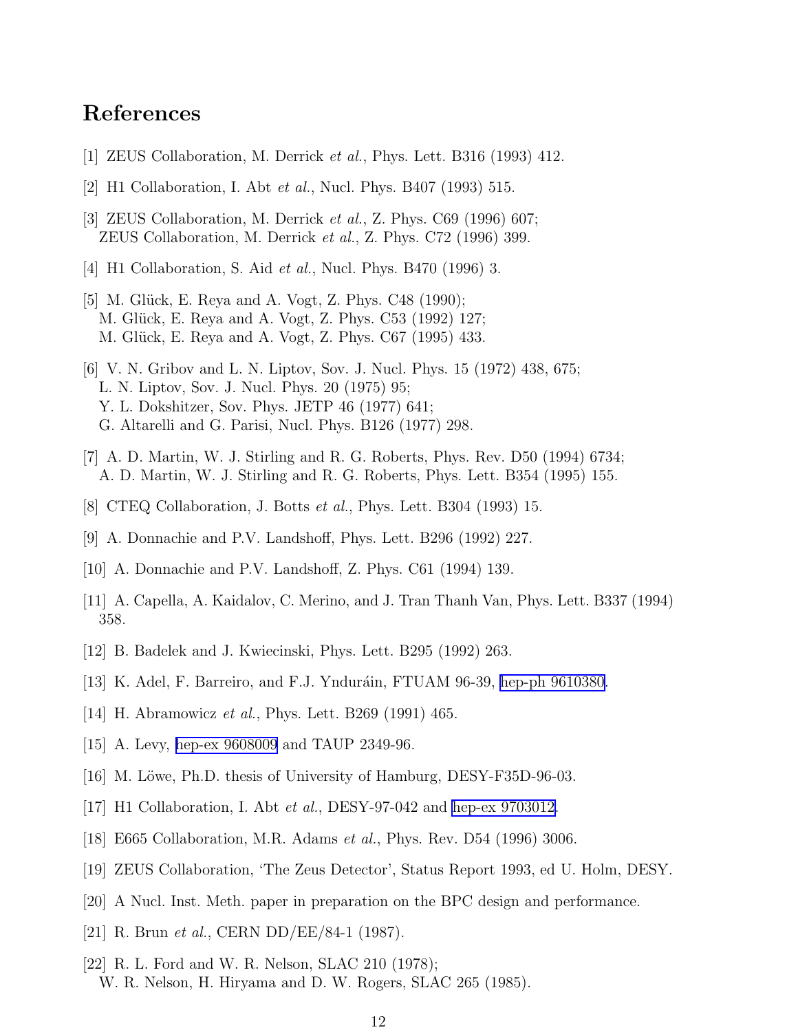# References

[1] ZEUS Collaboration, M. Derrick *et al.*, Phys. Lett. B316 (1993) 412.

[2] H1 Collaboration, I. Abt *et al.*, Nucl. Phys. B407 (1993) 515.

[3] ZEUS Collaboration, M. Derrick *et al.*, Z. Phys. C69 (1996) 607;
ZEUS Collaboration, M. Derrick *et al.*, Z. Phys. C72 (1996) 399.

[4] H1 Collaboration, S. Aid *et al.*, Nucl. Phys. B470 (1996) 3.

[5] M. Glück, E. Reya and A. Vogt, Z. Phys. C48 (1990);
M. Glück, E. Reya and A. Vogt, Z. Phys. C53 (1992) 127;
M. Glück, E. Reya and A. Vogt, Z. Phys. C67 (1995) 433.

[6] V. N. Gribov and L. N. Liptov, Sov. J. Nucl. Phys. 15 (1972) 438, 675;
L. N. Liptov, Sov. J. Nucl. Phys. 20 (1975) 95;
Y. L. Dokshitzer, Sov. Phys. JETP 46 (1977) 641;
G. Altarelli and G. Parisi, Nucl. Phys. B126 (1977) 298.

[7] A. D. Martin, W. J. Stirling and R. G. Roberts, Phys. Rev. D50 (1994) 6734;
A. D. Martin, W. J. Stirling and R. G. Roberts, Phys. Lett. B354 (1995) 155.

[8] CTEQ Collaboration, J. Botts *et al.*, Phys. Lett. B304 (1993) 15.

[9] A. Donnachie and P.V. Landshoff, Phys. Lett. B296 (1992) 227.

[10] A. Donnachie and P.V. Landshoff, Z. Phys. C61 (1994) 139.

[11] A. Capella, A. Kaidalov, C. Merino, and J. Tran Thanh Van, Phys. Lett. B337 (1994) 358.

[12] B. Badelek and J. Kwiecinski, Phys. Lett. B295 (1992) 263.

[13] K. Adel, F. Barreiro, and F.J. Yndurán, FTUAM 96-39, hep-ph 9610380.

[14] H. Abramowicz *et al.*, Phys. Lett. B269 (1991) 465.

[15] A. Levy, hep-ex 9608009 and TAUP 2349-96.

[16] M. Löwe, Ph.D. thesis of University of Hamburg, DESY-F35D-96-03.

[17] H1 Collaboration, I. Abt *et al.*, DESY-97-042 and hep-ex 9703012.

[18] E665 Collaboration, M.R. Adams *et al.*, Phys. Rev. D54 (1996) 3006.

[19] ZEUS Collaboration, 'The Zeus Detector', Status Report 1993, ed U. Holm, DESY.

[20] A Nucl. Inst. Meth. paper in preparation on the BPC design and performance.

[21] R. Brun *et al.*, CERN DD/EE/84-1 (1987).

[22] R. L. Ford and W. R. Nelson, SLAC 210 (1978);
W. R. Nelson, H. Hiryama and D. W. Rogers, SLAC 265 (1985).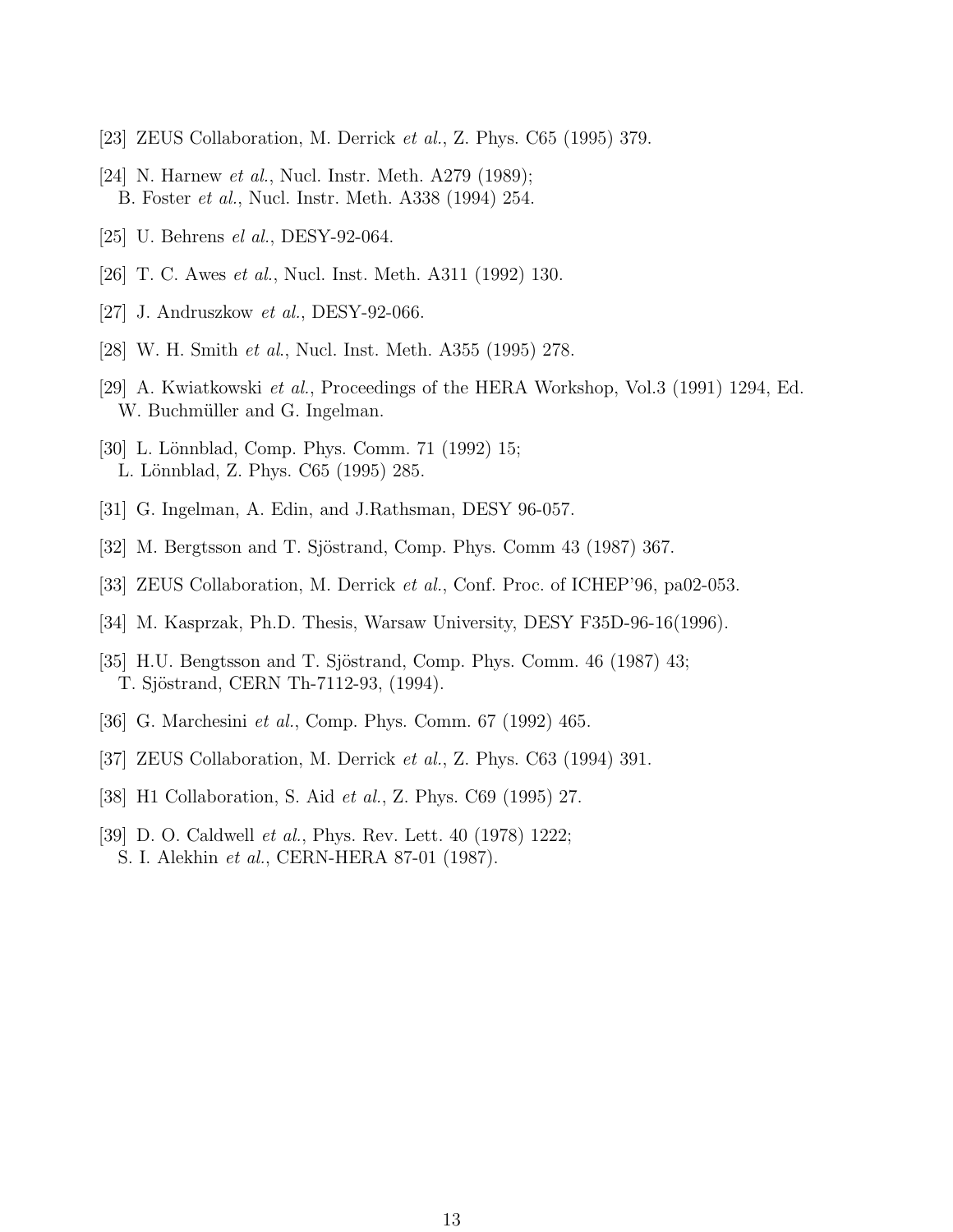[23] ZEUS Collaboration, M. Derrick *et al.*, Z. Phys. C65 (1995) 379.

[24] N. Harnew *et al.*, Nucl. Instr. Meth. A279 (1989);
B. Foster *et al.*, Nucl. Instr. Meth. A338 (1994) 254.

[25] U. Behrens *el al.*, DESY-92-064.

[26] T. C. Awes *et al.*, Nucl. Inst. Meth. A311 (1992) 130.

[27] J. Andruszkow *et al.*, DESY-92-066.

[28] W. H. Smith *et al.*, Nucl. Inst. Meth. A355 (1995) 278.

[29] A. Kwiatkowski *et al.*, Proceedings of the HERA Workshop, Vol.3 (1991) 1294, Ed. W. Buchmüller and G. Ingelman.

[30] L. Lönnblad, Comp. Phys. Comm. 71 (1992) 15;
L. Lönnblad, Z. Phys. C65 (1995) 285.

[31] G. Ingelman, A. Edin, and J.Rathsman, DESY 96-057.

[32] M. Bergtsson and T. Sjöstrand, Comp. Phys. Comm 43 (1987) 367.

[33] ZEUS Collaboration, M. Derrick *et al.*, Conf. Proc. of ICHEP'96, pa02-053.

[34] M. Kasprzak, Ph.D. Thesis, Warsaw University, DESY F35D-96-16(1996).

[35] H.U. Bengtsson and T. Sjöstrand, Comp. Phys. Comm. 46 (1987) 43;
T. Sjöstrand, CERN Th-7112-93, (1994).

[36] G. Marchesini *et al.*, Comp. Phys. Comm. 67 (1992) 465.

[37] ZEUS Collaboration, M. Derrick *et al.*, Z. Phys. C63 (1994) 391.

[38] H1 Collaboration, S. Aid *et al.*, Z. Phys. C69 (1995) 27.

[39] D. O. Caldwell *et al.*, Phys. Rev. Lett. 40 (1978) 1222;
S. I. Alekhin *et al.*, CERN-HERA 87-01 (1987).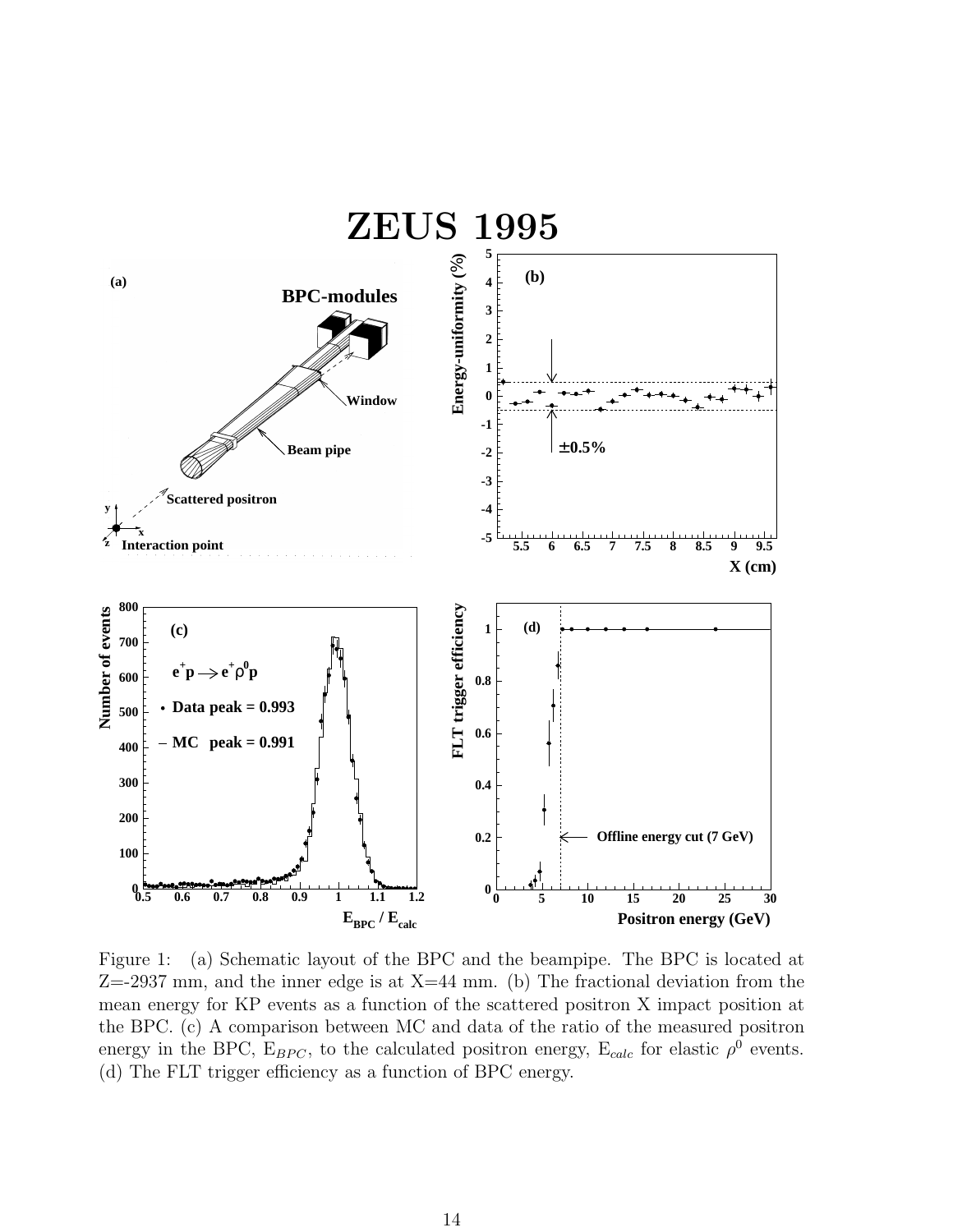Figure 1: (a) Schematic layout of the BPC and the beampipe. The BPC is located at Z=-2937 mm, and the inner edge is at X=44 mm. (b) The fractional deviation from the mean energy for KP events as a function of the scattered positron X impact position at the BPC. (c) A comparison between MC and data of the ratio of the measured positron energy in the BPC, $E_{BPC}$, to the calculated positron energy, $E_{calc}$ for elastic $\rho^0$ events. (d) The FLT trigger efficiency as a function of BPC energy.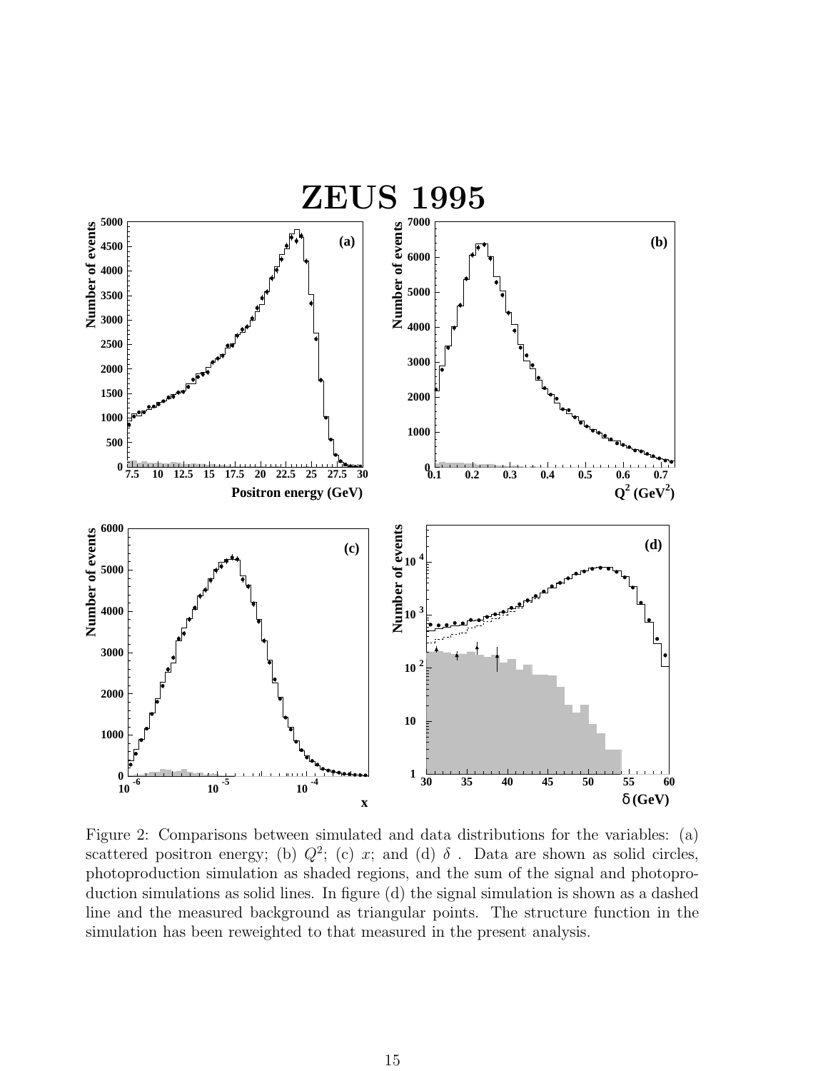Figure 2: Comparisons between simulated and data distributions for the variables: (a) scattered positron energy; (b) $Q^2$; (c) $x$; and (d) $\delta$ . Data are shown as solid circles, photoproduction simulation as shaded regions, and the sum of the signal and photoproduction simulations as solid lines. In figure (d) the signal simulation is shown as a dashed line and the measured background as triangular points. The structure function in the simulation has been reweighted to that measured in the present analysis.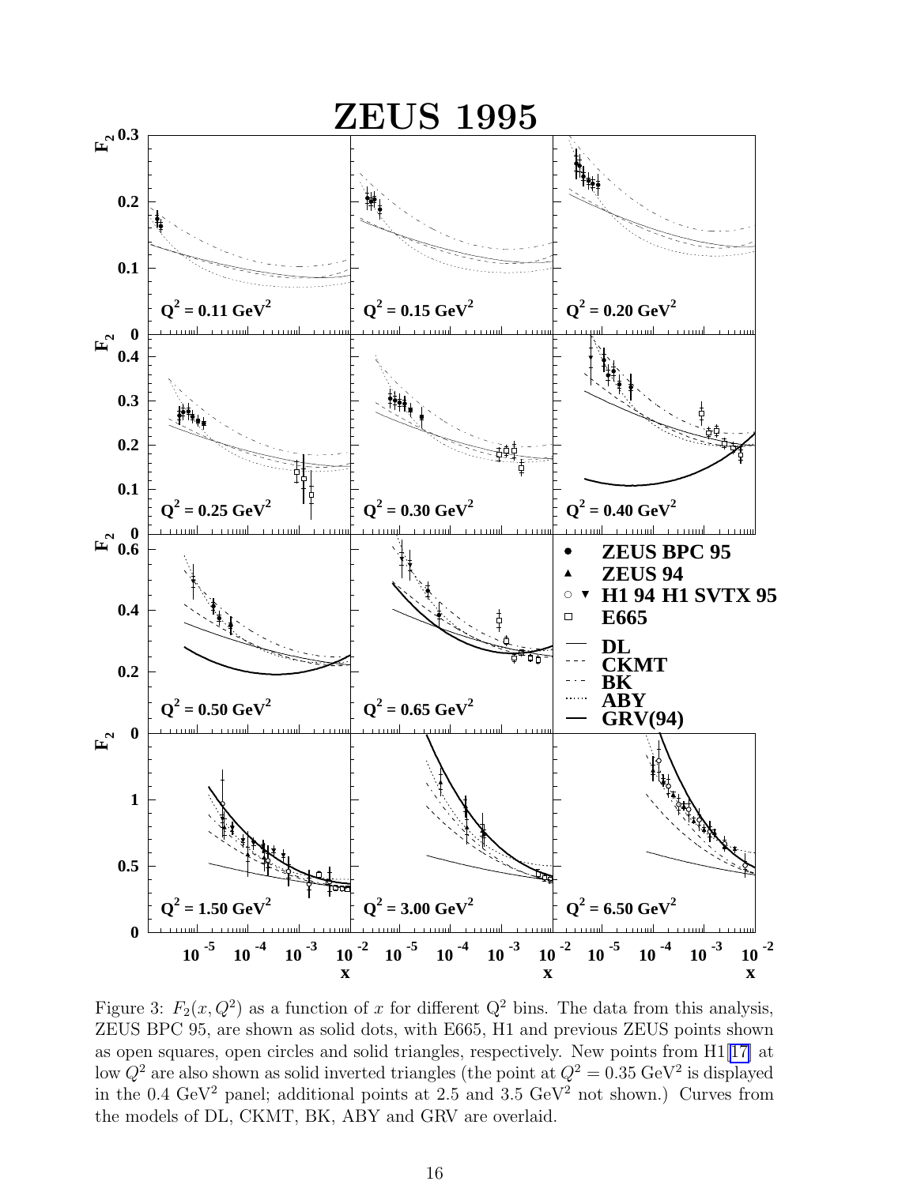Figure 3: $F_2(x, Q^2)$ as a function of $x$ for different $Q^2$ bins. The data from this analysis, ZEUS BPC 95, are shown as solid dots, with E665, H1 and previous ZEUS points shown as open squares, open circles and solid triangles, respectively. New points from H1[17] at low $Q^2$ are also shown as solid inverted triangles (the point at $Q^2 = 0.35$ GeV$^2$ is displayed in the 0.4 GeV$^2$ panel; additional points at 2.5 and 3.5 GeV$^2$ not shown.) Curves from the models of DL, CKMT, BK, ABY and GRV are overlaid.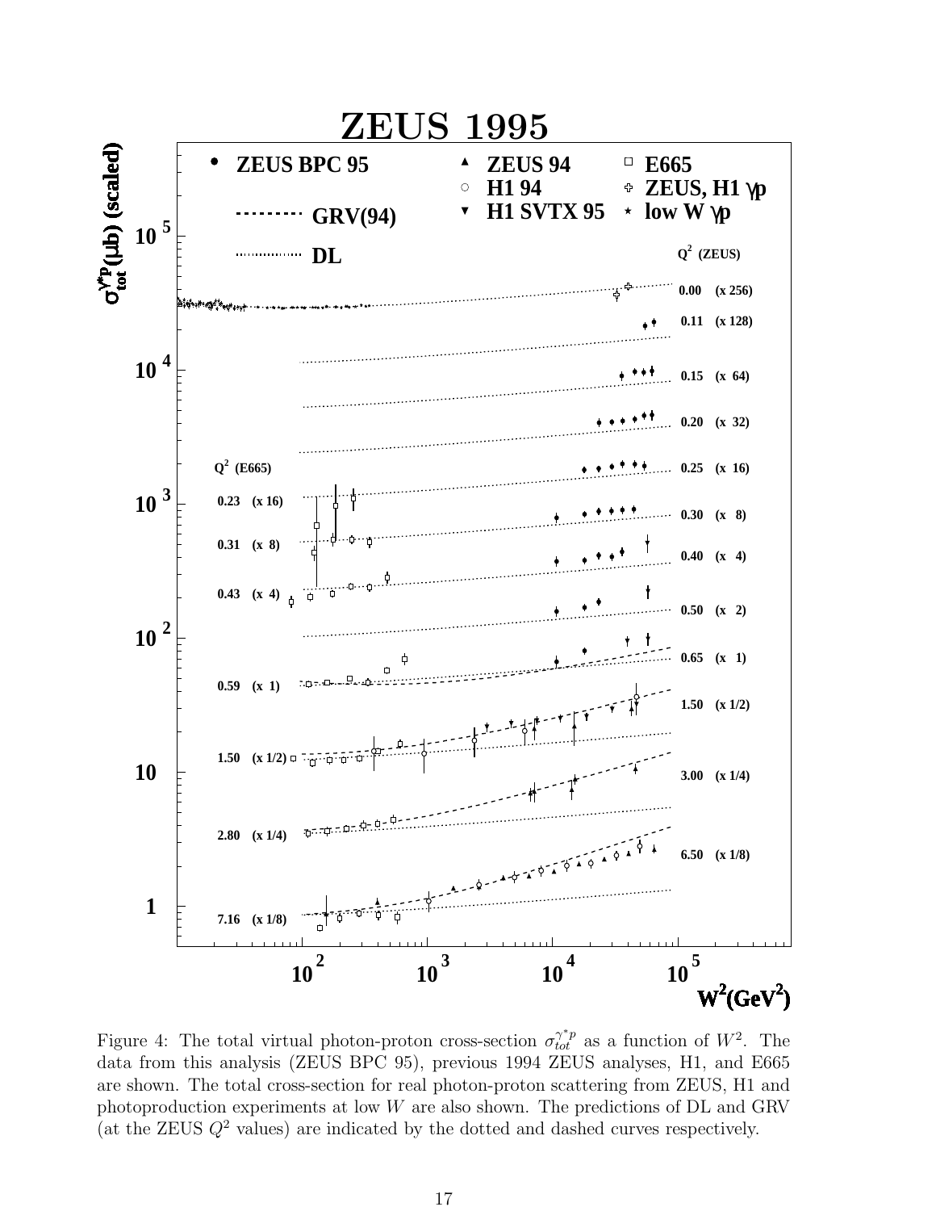Figure 4: The total virtual photon-proton cross-section $\sigma_{tot}^{\gamma^* p}$ as a function of $W^2$. The data from this analysis (ZEUS BPC 95), previous 1994 ZEUS analyses, H1, and E665 are shown. The total cross-section for real photon-proton scattering from ZEUS, H1 and photoproduction experiments at low $W$ are also shown. The predictions of DL and GRV (at the ZEUS $Q^2$ values) are indicated by the dotted and dashed curves respectively.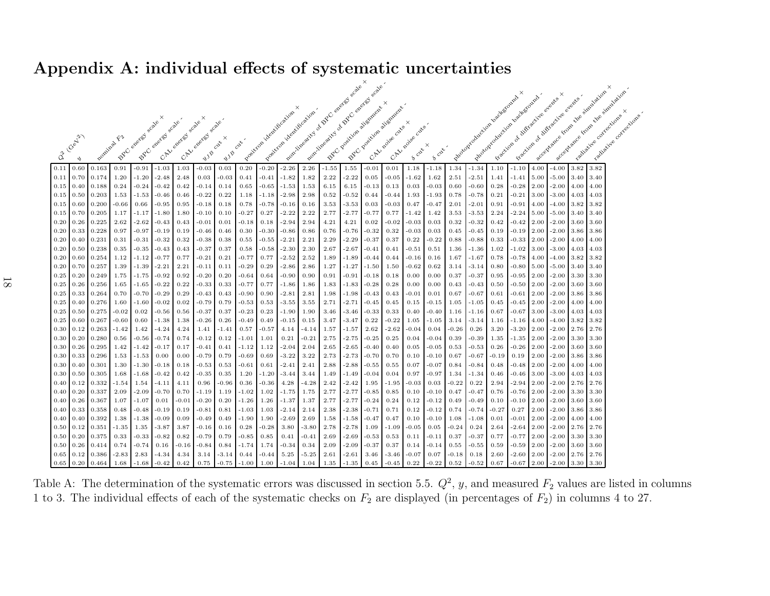## Appendix A: individual effects of systematic uncertainties

| $Q^2$ (GeV$^2$) | $y$ | nominal $F_2$ | BPC energy scale + | BPC energy scale - | CAL energy scale + | CAL energy scale - | $y_{JB}$ cut + | $y_{JB}$ cut - | positron identification + | positron identification - | non-linearity of BPC energy scale + | non-linearity of BPC energy scale - | BPC position alignment + | BPC position alignment - | CAL noise cuts + | CAL noise cuts - | $\delta$ cut + | $\delta$ cut - | photoproduction background + | photoproduction background - | fraction of diffractive events + | fraction of diffractive events - | acceptance from the simulation + | acceptance from the simulation - | radiative corrections + | radiative corrections - |
|---|---|---|---|---|---|---|---|---|---|---|---|---|---|---|---|---|---|---|---|---|---|---|---|---|---|---|
| 0.11 | 0.60 | 0.163 | 0.91 | -0.91 | -1.03 | 1.03 | -0.03 | 0.03 | 0.20 | -0.20 | -2.26 | 2.26 | -1.55 | 1.55 | -0.01 | 0.01 | 1.18 | -1.18 | 1.34 | -1.34 | 1.10 | -1.10 | 4.00 | -4.00 | 3.82 | 3.82 |
| 0.11 | 0.70 | 0.174 | 1.20 | -1.20 | -2.48 | 2.48 | 0.03 | -0.03 | 0.41 | -0.41 | -1.82 | 1.82 | 2.22 | -2.22 | 0.05 | -0.05 | -1.62 | 1.62 | 2.51 | -2.51 | 1.41 | -1.41 | 5.00 | -5.00 | 3.40 | 3.40 |
| 0.15 | 0.40 | 0.188 | 0.24 | -0.24 | -0.42 | 0.42 | -0.14 | 0.14 | 0.65 | -0.65 | -1.53 | 1.53 | 6.15 | 6.15 | -0.13 | 0.13 | 0.03 | -0.03 | 0.60 | -0.60 | 0.28 | -0.28 | 2.00 | -2.00 | 4.00 | 4.00 |
| 0.15 | 0.50 | 0.203 | 1.53 | -1.53 | -0.46 | 0.46 | -0.22 | 0.22 | 1.18 | -1.18 | -2.98 | 2.98 | 0.52 | -0.52 | 0.44 | -0.44 | 1.93 | -1.93 | 0.78 | -0.78 | 0.21 | -0.21 | 3.00 | -3.00 | 4.03 | 4.03 |
| 0.15 | 0.60 | 0.200 | -0.66 | 0.66 | -0.95 | 0.95 | -0.18 | 0.18 | 0.78 | -0.78 | -0.16 | 0.16 | 3.53 | -3.53 | 0.03 | -0.03 | 0.47 | -0.47 | 2.01 | -2.01 | 0.91 | -0.91 | 4.00 | -4.00 | 3.82 | 3.82 |
| 0.15 | 0.70 | 0.205 | 1.17 | -1.17 | -1.80 | 1.80 | -0.10 | 0.10 | -0.27 | 0.27 | -2.22 | 2.22 | 2.77 | -2.77 | -0.77 | 0.77 | -1.42 | 1.42 | 3.53 | -3.53 | 2.24 | -2.24 | 5.00 | -5.00 | 3.40 | 3.40 |
| 0.20 | 0.26 | 0.225 | 2.62 | -2.62 | -0.43 | 0.43 | -0.01 | 0.01 | -0.18 | 0.18 | -2.94 | 2.94 | 4.21 | 4.21 | 0.02 | -0.02 | -0.03 | 0.03 | 0.32 | -0.32 | 0.42 | -0.42 | 2.00 | -2.00 | 3.60 | 3.60 |
| 0.20 | 0.33 | 0.228 | 0.97 | -0.97 | -0.19 | 0.19 | -0.46 | 0.46 | 0.30 | -0.30 | -0.86 | 0.86 | 0.76 | -0.76 | -0.32 | 0.32 | -0.03 | 0.03 | 0.45 | -0.45 | 0.19 | -0.19 | 2.00 | -2.00 | 3.86 | 3.86 |
| 0.20 | 0.40 | 0.231 | 0.31 | -0.31 | -0.32 | 0.32 | -0.38 | 0.38 | 0.55 | -0.55 | -2.21 | 2.21 | 2.29 | -2.29 | -0.37 | 0.37 | 0.22 | -0.22 | 0.88 | -0.88 | 0.33 | -0.33 | 2.00 | -2.00 | 4.00 | 4.00 |
| 0.20 | 0.50 | 0.238 | 0.35 | -0.35 | -0.43 | 0.43 | -0.37 | 0.37 | 0.58 | -0.58 | -2.30 | 2.30 | 2.67 | -2.67 | -0.41 | 0.41 | -0.51 | 0.51 | 1.36 | -1.36 | 1.02 | -1.02 | 3.00 | -3.00 | 4.03 | 4.03 |
| 0.20 | 0.60 | 0.254 | 1.12 | -1.12 | -0.77 | 0.77 | -0.21 | 0.21 | -0.77 | 0.77 | -2.52 | 2.52 | 1.89 | -1.89 | -0.44 | 0.44 | -0.16 | 0.16 | 1.67 | -1.67 | 0.78 | -0.78 | 4.00 | -4.00 | 3.82 | 3.82 |
| 0.20 | 0.70 | 0.257 | 1.39 | -1.39 | -2.21 | 2.21 | -0.11 | 0.11 | -0.29 | 0.29 | -2.86 | 2.86 | 1.27 | -1.27 | -1.50 | 1.50 | -0.62 | 0.62 | 3.14 | -3.14 | 0.80 | -0.80 | 5.00 | -5.00 | 3.40 | 3.40 |
| 0.25 | 0.20 | 0.249 | 1.75 | -1.75 | -0.92 | 0.92 | -0.20 | 0.20 | -0.64 | 0.64 | -0.90 | 0.90 | 0.91 | -0.91 | -0.18 | 0.18 | 0.00 | 0.00 | 0.37 | -0.37 | 0.95 | -0.95 | 2.00 | -2.00 | 3.30 | 3.30 |
| 0.25 | 0.26 | 0.256 | 1.65 | -1.65 | -0.22 | 0.22 | -0.33 | 0.33 | -0.77 | 0.77 | -1.86 | 1.86 | 1.83 | -1.83 | -0.28 | 0.28 | 0.00 | 0.00 | 0.43 | -0.43 | 0.50 | -0.50 | 2.00 | -2.00 | 3.60 | 3.60 |
| 0.25 | 0.33 | 0.264 | 0.70 | -0.70 | -0.29 | 0.29 | -0.43 | 0.43 | -0.90 | 0.90 | -2.81 | 2.81 | 1.98 | -1.98 | -0.43 | 0.43 | -0.01 | 0.01 | 0.67 | -0.67 | 0.61 | -0.61 | 2.00 | -2.00 | 3.86 | 3.86 |
| 0.25 | 0.40 | 0.276 | 1.60 | -1.60 | -0.02 | 0.02 | -0.79 | 0.79 | -0.53 | 0.53 | -3.55 | 3.55 | 2.71 | -2.71 | -0.45 | 0.45 | 0.15 | -0.15 | 1.05 | -1.05 | 0.45 | -0.45 | 2.00 | -2.00 | 4.00 | 4.00 |
| 0.25 | 0.50 | 0.275 | -0.02 | 0.02 | -0.56 | 0.56 | -0.37 | 0.37 | -0.23 | 0.23 | -1.90 | 1.90 | 3.46 | -3.46 | -0.33 | 0.33 | 0.40 | -0.40 | 1.16 | -1.16 | 0.67 | -0.67 | 3.00 | -3.00 | 4.03 | 4.03 |
| 0.25 | 0.60 | 0.267 | -0.60 | 0.60 | -1.38 | 1.38 | -0.26 | 0.26 | -0.49 | 0.49 | -0.15 | 0.15 | 3.47 | -3.47 | 0.22 | -0.22 | 1.05 | -1.05 | 3.14 | -3.14 | 1.16 | -1.16 | 4.00 | -4.00 | 3.82 | 3.82 |
| 0.30 | 0.12 | 0.263 | -1.42 | 1.42 | -4.24 | 4.24 | 1.41 | -1.41 | 0.57 | -0.57 | 4.14 | -4.14 | 1.57 | -1.57 | 2.62 | -2.62 | -0.04 | 0.04 | -0.26 | 0.26 | 3.20 | -3.20 | 2.00 | -2.00 | 2.76 | 2.76 |
| 0.30 | 0.20 | 0.280 | 0.56 | -0.56 | -0.74 | 0.74 | -0.12 | 0.12 | -1.01 | 1.01 | 0.21 | -0.21 | 2.75 | -2.75 | -0.25 | 0.25 | 0.04 | -0.04 | 0.39 | -0.39 | 1.35 | -1.35 | 2.00 | -2.00 | 3.30 | 3.30 |
| 0.30 | 0.26 | 0.295 | 1.42 | -1.42 | -0.17 | 0.17 | -0.41 | 0.41 | -1.12 | 1.12 | -2.04 | 2.04 | 2.65 | -2.65 | -0.40 | 0.40 | 0.05 | -0.05 | 0.53 | -0.53 | 0.26 | -0.26 | 2.00 | -2.00 | 3.60 | 3.60 |
| 0.30 | 0.33 | 0.296 | 1.53 | -1.53 | 0.00 | 0.00 | -0.79 | 0.79 | -0.69 | 0.69 | -3.22 | 3.22 | 2.73 | -2.73 | -0.70 | 0.70 | 0.10 | -0.10 | 0.67 | -0.67 | -0.19 | 0.19 | 2.00 | -2.00 | 3.86 | 3.86 |
| 0.30 | 0.40 | 0.301 | 1.30 | -1.30 | -0.18 | 0.18 | -0.53 | 0.53 | -0.61 | 0.61 | -2.41 | 2.41 | 2.88 | -2.88 | -0.55 | 0.55 | 0.07 | -0.07 | 0.84 | -0.84 | 0.48 | -0.48 | 2.00 | -2.00 | 4.00 | 4.00 |
| 0.30 | 0.50 | 0.305 | 1.68 | -1.68 | -0.42 | 0.42 | -0.35 | 0.35 | 1.20 | -1.20 | -3.44 | 3.44 | 1.49 | -1.49 | -0.04 | 0.04 | 0.97 | -0.97 | 1.34 | -1.34 | 0.46 | -0.46 | 3.00 | -3.00 | 4.03 | 4.03 |
| 0.40 | 0.12 | 0.332 | -1.54 | 1.54 | -4.11 | 4.11 | 0.96 | -0.96 | 0.36 | -0.36 | 4.28 | -4.28 | 2.42 | -2.42 | 1.95 | -1.95 | -0.03 | 0.03 | -0.22 | 0.22 | 2.94 | -2.94 | 2.00 | -2.00 | 2.76 | 2.76 |
| 0.40 | 0.20 | 0.337 | 2.09 | -2.09 | -0.70 | 0.70 | -1.19 | 1.19 | -1.02 | 1.02 | -1.75 | 1.75 | 2.77 | -2.77 | -0.85 | 0.85 | 0.10 | -0.10 | 0.47 | -0.47 | 0.76 | -0.76 | 2.00 | -2.00 | 3.30 | 3.30 |
| 0.40 | 0.26 | 0.367 | 1.07 | -1.07 | 0.01 | -0.01 | -0.20 | 0.20 | -1.26 | 1.26 | -1.37 | 1.37 | 2.77 | -2.77 | -0.24 | 0.24 | 0.12 | -0.12 | 0.49 | -0.49 | 0.10 | -0.10 | 2.00 | -2.00 | 3.60 | 3.60 |
| 0.40 | 0.33 | 0.358 | 0.48 | -0.48 | -0.19 | 0.19 | -0.81 | 0.81 | -1.03 | 1.03 | -2.14 | 2.14 | 2.38 | -2.38 | -0.71 | 0.71 | 0.12 | -0.12 | 0.74 | -0.74 | -0.27 | 0.27 | 2.00 | -2.00 | 3.86 | 3.86 |
| 0.40 | 0.40 | 0.392 | 1.38 | -1.38 | -0.09 | 0.09 | -0.49 | 0.49 | -1.90 | 1.90 | -2.69 | 2.69 | 1.58 | -1.58 | -0.47 | 0.47 | 0.10 | -0.10 | 1.08 | -1.08 | 0.01 | -0.01 | 2.00 | -2.00 | 4.00 | 4.00 |
| 0.50 | 0.12 | 0.351 | -1.35 | 1.35 | -3.87 | 3.87 | -0.16 | 0.16 | 0.28 | -0.28 | 3.80 | -3.80 | 2.78 | -2.78 | 1.09 | -1.09 | -0.05 | 0.05 | -0.24 | 0.24 | 2.64 | -2.64 | 2.00 | -2.00 | 2.76 | 2.76 |
| 0.50 | 0.20 | 0.375 | 0.33 | -0.33 | -0.82 | 0.82 | -0.79 | 0.79 | -0.85 | 0.85 | 0.41 | -0.41 | 2.69 | -2.69 | -0.53 | 0.53 | 0.11 | -0.11 | 0.37 | -0.37 | 0.77 | -0.77 | 2.00 | -2.00 | 3.30 | 3.30 |
| 0.50 | 0.26 | 0.414 | 0.74 | -0.74 | 0.16 | -0.16 | -0.84 | 0.84 | -1.74 | 1.74 | -0.34 | 0.34 | 2.09 | -2.09 | -0.37 | 0.37 | 0.14 | -0.14 | 0.55 | -0.55 | 0.59 | -0.59 | 2.00 | -2.00 | 3.60 | 3.60 |
| 0.65 | 0.12 | 0.386 | -2.83 | 2.83 | -4.34 | 4.34 | 3.14 | -3.14 | 0.44 | -0.44 | 5.25 | -5.25 | 2.61 | -2.61 | 3.46 | -3.46 | -0.07 | 0.07 | -0.18 | 0.18 | 2.60 | -2.60 | 2.00 | -2.00 | 2.76 | 2.76 |
| 0.65 | 0.20 | 0.464 | 1.68 | -1.68 | -0.42 | 0.42 | 0.75 | -0.75 | -1.00 | 1.00 | -1.04 | 1.04 | 1.35 | -1.35 | 0.45 | -0.45 | 0.22 | -0.22 | 0.52 | -0.52 | 0.67 | -0.67 | 2.00 | -2.00 | 3.30 | 3.30 |

Table A: The determination of the systematic errors was discussed in section 5.5. $Q^2$, $y$, and measured $F_2$ values are listed in columns 1 to 3. The individual effects of each of the systematic checks on $F_2$ are displayed (in percentages of $F_2$) in columns 4 to 27.